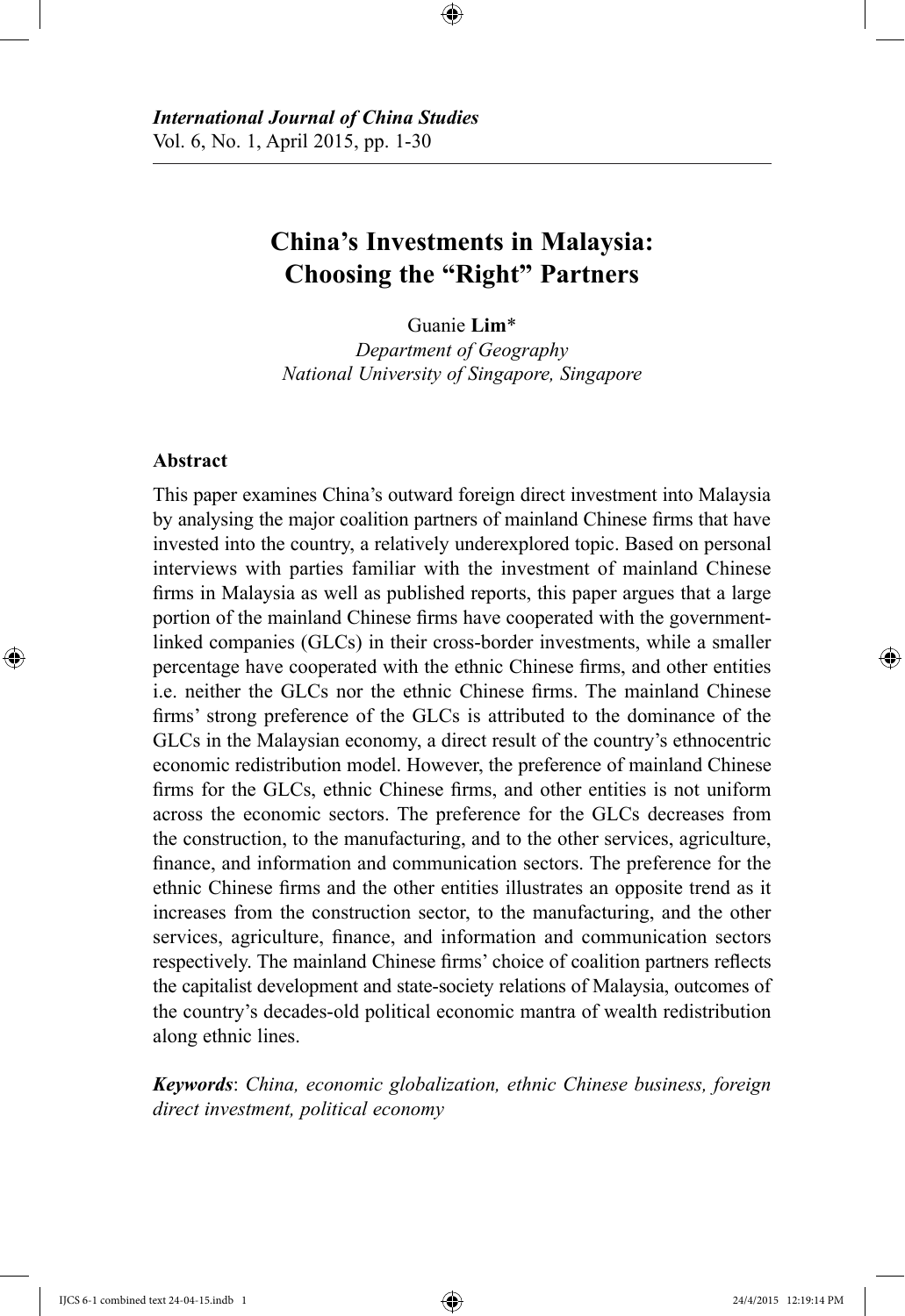# China's Investments in Malaysia: Choosing the "Right" Partners

Guanie **Lim***

*Department of Geography*
*National University of Singapore, Singapore*

## Abstract

This paper examines China's outward foreign direct investment into Malaysia by analysing the major coalition partners of mainland Chinese firms that have invested into the country, a relatively underexplored topic. Based on personal interviews with parties familiar with the investment of mainland Chinese firms in Malaysia as well as published reports, this paper argues that a large portion of the mainland Chinese firms have cooperated with the government-linked companies (GLCs) in their cross-border investments, while a smaller percentage have cooperated with the ethnic Chinese firms, and other entities i.e. neither the GLCs nor the ethnic Chinese firms. The mainland Chinese firms' strong preference of the GLCs is attributed to the dominance of the GLCs in the Malaysian economy, a direct result of the country's ethnocentric economic redistribution model. However, the preference of mainland Chinese firms for the GLCs, ethnic Chinese firms, and other entities is not uniform across the economic sectors. The preference for the GLCs decreases from the construction, to the manufacturing, and to the other services, agriculture, finance, and information and communication sectors. The preference for the ethnic Chinese firms and the other entities illustrates an opposite trend as it increases from the construction sector, to the manufacturing, and the other services, agriculture, finance, and information and communication sectors respectively. The mainland Chinese firms' choice of coalition partners reflects the capitalist development and state-society relations of Malaysia, outcomes of the country's decades-old political economic mantra of wealth redistribution along ethnic lines.

***Keywords***: *China, economic globalization, ethnic Chinese business, foreign direct investment, political economy*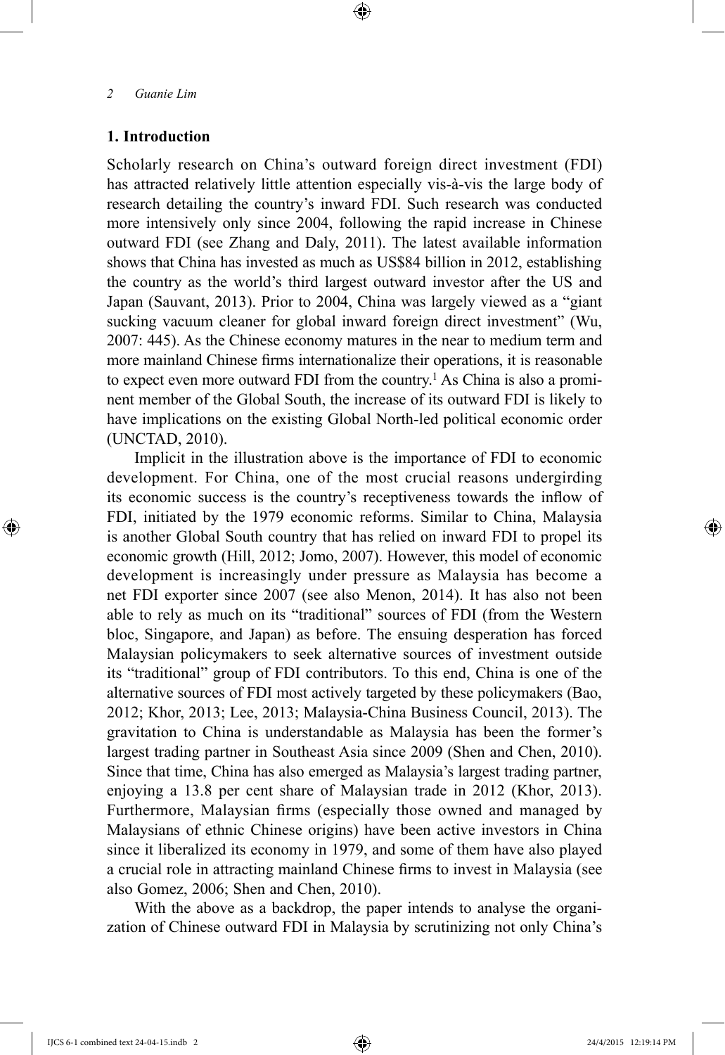## 1. Introduction

Scholarly research on China's outward foreign direct investment (FDI) has attracted relatively little attention especially vis-à-vis the large body of research detailing the country's inward FDI. Such research was conducted more intensively only since 2004, following the rapid increase in Chinese outward FDI (see Zhang and Daly, 2011). The latest available information shows that China has invested as much as US$84 billion in 2012, establishing the country as the world's third largest outward investor after the US and Japan (Sauvant, 2013). Prior to 2004, China was largely viewed as a "giant sucking vacuum cleaner for global inward foreign direct investment" (Wu, 2007: 445). As the Chinese economy matures in the near to medium term and more mainland Chinese firms internationalize their operations, it is reasonable to expect even more outward FDI from the country.[1] As China is also a prominent member of the Global South, the increase of its outward FDI is likely to have implications on the existing Global North-led political economic order (UNCTAD, 2010).

Implicit in the illustration above is the importance of FDI to economic development. For China, one of the most crucial reasons undergirding its economic success is the country's receptiveness towards the inflow of FDI, initiated by the 1979 economic reforms. Similar to China, Malaysia is another Global South country that has relied on inward FDI to propel its economic growth (Hill, 2012; Jomo, 2007). However, this model of economic development is increasingly under pressure as Malaysia has become a net FDI exporter since 2007 (see also Menon, 2014). It has also not been able to rely as much on its "traditional" sources of FDI (from the Western bloc, Singapore, and Japan) as before. The ensuing desperation has forced Malaysian policymakers to seek alternative sources of investment outside its "traditional" group of FDI contributors. To this end, China is one of the alternative sources of FDI most actively targeted by these policymakers (Bao, 2012; Khor, 2013; Lee, 2013; Malaysia-China Business Council, 2013). The gravitation to China is understandable as Malaysia has been the former's largest trading partner in Southeast Asia since 2009 (Shen and Chen, 2010). Since that time, China has also emerged as Malaysia's largest trading partner, enjoying a 13.8 per cent share of Malaysian trade in 2012 (Khor, 2013). Furthermore, Malaysian firms (especially those owned and managed by Malaysians of ethnic Chinese origins) have been active investors in China since it liberalized its economy in 1979, and some of them have also played a crucial role in attracting mainland Chinese firms to invest in Malaysia (see also Gomez, 2006; Shen and Chen, 2010).

With the above as a backdrop, the paper intends to analyse the organization of Chinese outward FDI in Malaysia by scrutinizing not only China's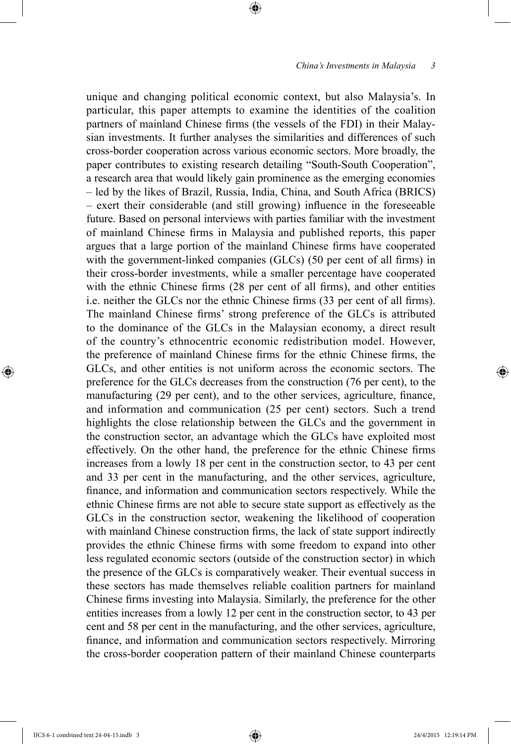unique and changing political economic context, but also Malaysia's. In particular, this paper attempts to examine the identities of the coalition partners of mainland Chinese firms (the vessels of the FDI) in their Malaysian investments. It further analyses the similarities and differences of such cross-border cooperation across various economic sectors. More broadly, the paper contributes to existing research detailing "South-South Cooperation", a research area that would likely gain prominence as the emerging economies – led by the likes of Brazil, Russia, India, China, and South Africa (BRICS) – exert their considerable (and still growing) influence in the foreseeable future. Based on personal interviews with parties familiar with the investment of mainland Chinese firms in Malaysia and published reports, this paper argues that a large portion of the mainland Chinese firms have cooperated with the government-linked companies (GLCs) (50 per cent of all firms) in their cross-border investments, while a smaller percentage have cooperated with the ethnic Chinese firms (28 per cent of all firms), and other entities i.e. neither the GLCs nor the ethnic Chinese firms (33 per cent of all firms). The mainland Chinese firms' strong preference of the GLCs is attributed to the dominance of the GLCs in the Malaysian economy, a direct result of the country's ethnocentric economic redistribution model. However, the preference of mainland Chinese firms for the ethnic Chinese firms, the GLCs, and other entities is not uniform across the economic sectors. The preference for the GLCs decreases from the construction (76 per cent), to the manufacturing (29 per cent), and to the other services, agriculture, finance, and information and communication (25 per cent) sectors. Such a trend highlights the close relationship between the GLCs and the government in the construction sector, an advantage which the GLCs have exploited most effectively. On the other hand, the preference for the ethnic Chinese firms increases from a lowly 18 per cent in the construction sector, to 43 per cent and 33 per cent in the manufacturing, and the other services, agriculture, finance, and information and communication sectors respectively. While the ethnic Chinese firms are not able to secure state support as effectively as the GLCs in the construction sector, weakening the likelihood of cooperation with mainland Chinese construction firms, the lack of state support indirectly provides the ethnic Chinese firms with some freedom to expand into other less regulated economic sectors (outside of the construction sector) in which the presence of the GLCs is comparatively weaker. Their eventual success in these sectors has made themselves reliable coalition partners for mainland Chinese firms investing into Malaysia. Similarly, the preference for the other entities increases from a lowly 12 per cent in the construction sector, to 43 per cent and 58 per cent in the manufacturing, and the other services, agriculture, finance, and information and communication sectors respectively. Mirroring the cross-border cooperation pattern of their mainland Chinese counterparts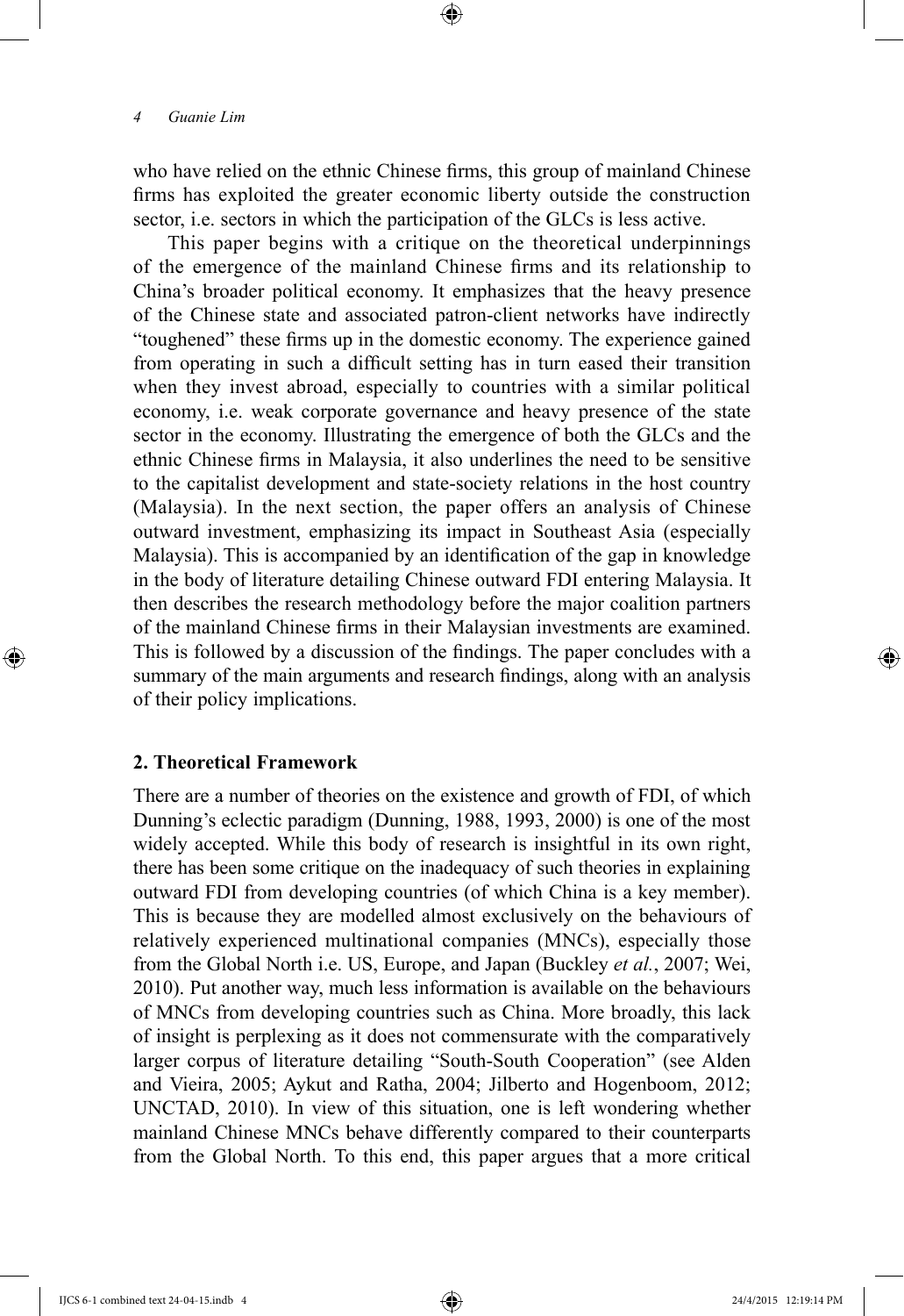who have relied on the ethnic Chinese firms, this group of mainland Chinese firms has exploited the greater economic liberty outside the construction sector, i.e. sectors in which the participation of the GLCs is less active.

This paper begins with a critique on the theoretical underpinnings of the emergence of the mainland Chinese firms and its relationship to China's broader political economy. It emphasizes that the heavy presence of the Chinese state and associated patron-client networks have indirectly "toughened" these firms up in the domestic economy. The experience gained from operating in such a difficult setting has in turn eased their transition when they invest abroad, especially to countries with a similar political economy, i.e. weak corporate governance and heavy presence of the state sector in the economy. Illustrating the emergence of both the GLCs and the ethnic Chinese firms in Malaysia, it also underlines the need to be sensitive to the capitalist development and state-society relations in the host country (Malaysia). In the next section, the paper offers an analysis of Chinese outward investment, emphasizing its impact in Southeast Asia (especially Malaysia). This is accompanied by an identification of the gap in knowledge in the body of literature detailing Chinese outward FDI entering Malaysia. It then describes the research methodology before the major coalition partners of the mainland Chinese firms in their Malaysian investments are examined. This is followed by a discussion of the findings. The paper concludes with a summary of the main arguments and research findings, along with an analysis of their policy implications.

## 2. Theoretical Framework

There are a number of theories on the existence and growth of FDI, of which Dunning's eclectic paradigm (Dunning, 1988, 1993, 2000) is one of the most widely accepted. While this body of research is insightful in its own right, there has been some critique on the inadequacy of such theories in explaining outward FDI from developing countries (of which China is a key member). This is because they are modelled almost exclusively on the behaviours of relatively experienced multinational companies (MNCs), especially those from the Global North i.e. US, Europe, and Japan (Buckley *et al.*, 2007; Wei, 2010). Put another way, much less information is available on the behaviours of MNCs from developing countries such as China. More broadly, this lack of insight is perplexing as it does not commensurate with the comparatively larger corpus of literature detailing "South-South Cooperation" (see Alden and Vieira, 2005; Aykut and Ratha, 2004; Jilberto and Hogenboom, 2012; UNCTAD, 2010). In view of this situation, one is left wondering whether mainland Chinese MNCs behave differently compared to their counterparts from the Global North. To this end, this paper argues that a more critical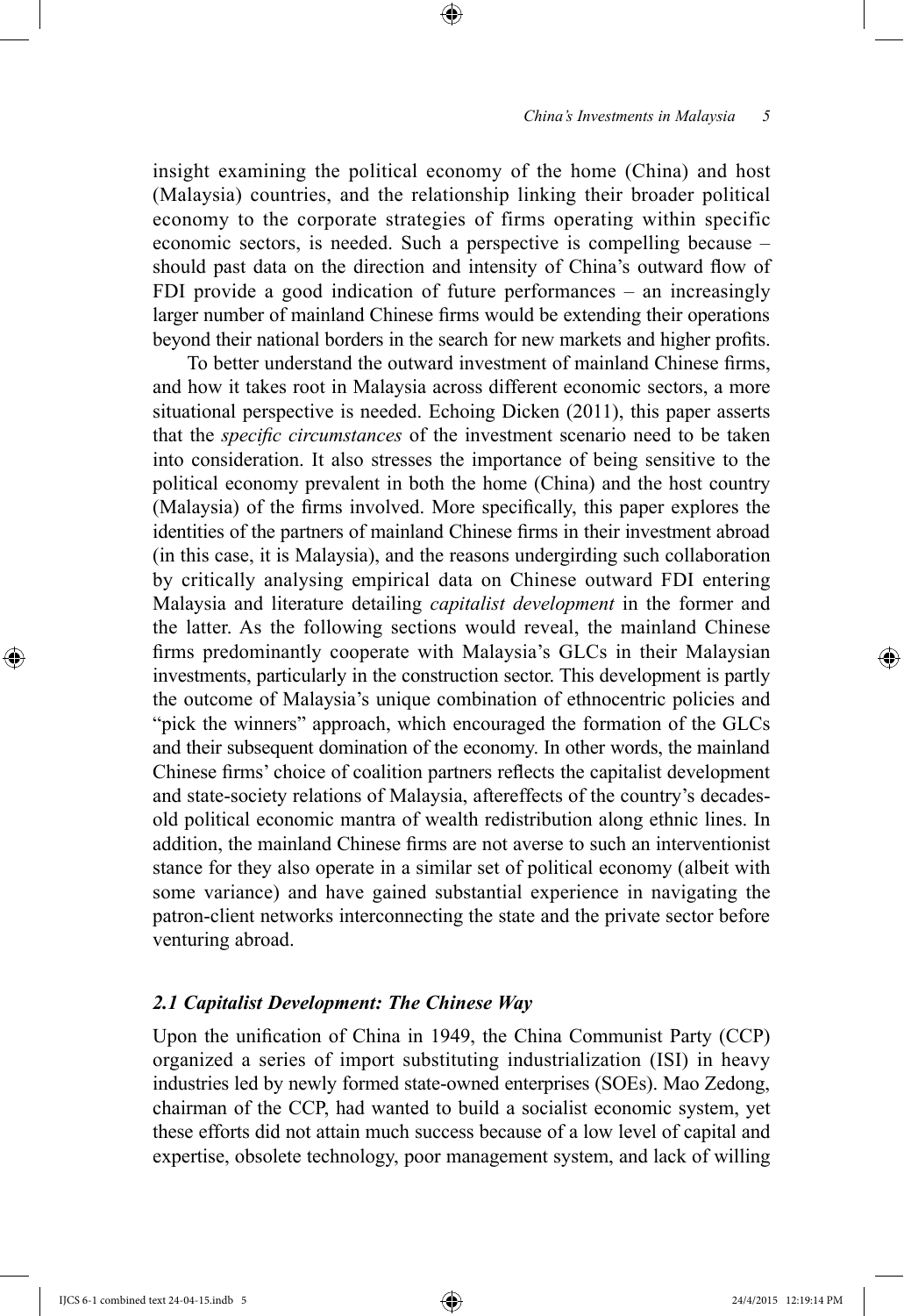insight examining the political economy of the home (China) and host (Malaysia) countries, and the relationship linking their broader political economy to the corporate strategies of firms operating within specific economic sectors, is needed. Such a perspective is compelling because – should past data on the direction and intensity of China's outward flow of FDI provide a good indication of future performances – an increasingly larger number of mainland Chinese firms would be extending their operations beyond their national borders in the search for new markets and higher profits.

To better understand the outward investment of mainland Chinese firms, and how it takes root in Malaysia across different economic sectors, a more situational perspective is needed. Echoing Dicken (2011), this paper asserts that the *specific circumstances* of the investment scenario need to be taken into consideration. It also stresses the importance of being sensitive to the political economy prevalent in both the home (China) and the host country (Malaysia) of the firms involved. More specifically, this paper explores the identities of the partners of mainland Chinese firms in their investment abroad (in this case, it is Malaysia), and the reasons undergirding such collaboration by critically analysing empirical data on Chinese outward FDI entering Malaysia and literature detailing *capitalist development* in the former and the latter. As the following sections would reveal, the mainland Chinese firms predominantly cooperate with Malaysia's GLCs in their Malaysian investments, particularly in the construction sector. This development is partly the outcome of Malaysia's unique combination of ethnocentric policies and "pick the winners" approach, which encouraged the formation of the GLCs and their subsequent domination of the economy. In other words, the mainland Chinese firms' choice of coalition partners reflects the capitalist development and state-society relations of Malaysia, aftereffects of the country's decades-old political economic mantra of wealth redistribution along ethnic lines. In addition, the mainland Chinese firms are not averse to such an interventionist stance for they also operate in a similar set of political economy (albeit with some variance) and have gained substantial experience in navigating the patron-client networks interconnecting the state and the private sector before venturing abroad.

### *2.1 Capitalist Development: The Chinese Way*

Upon the unification of China in 1949, the China Communist Party (CCP) organized a series of import substituting industrialization (ISI) in heavy industries led by newly formed state-owned enterprises (SOEs). Mao Zedong, chairman of the CCP, had wanted to build a socialist economic system, yet these efforts did not attain much success because of a low level of capital and expertise, obsolete technology, poor management system, and lack of willing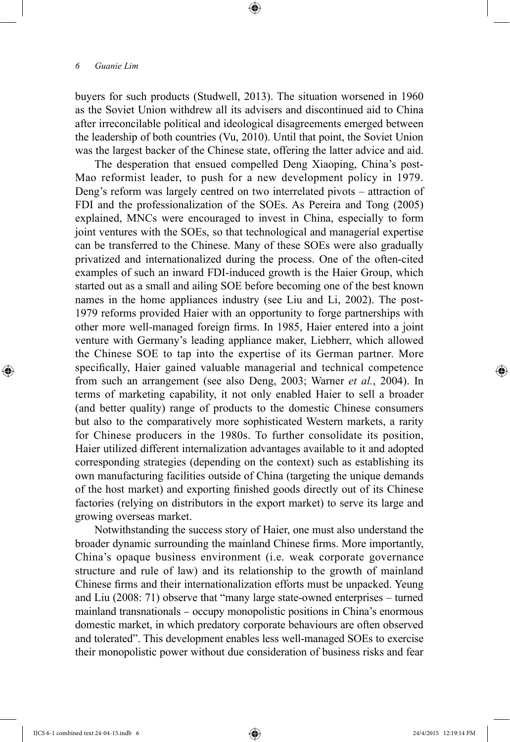buyers for such products (Studwell, 2013). The situation worsened in 1960 as the Soviet Union withdrew all its advisers and discontinued aid to China after irreconcilable political and ideological disagreements emerged between the leadership of both countries (Vu, 2010). Until that point, the Soviet Union was the largest backer of the Chinese state, offering the latter advice and aid.

The desperation that ensued compelled Deng Xiaoping, China's post-Mao reformist leader, to push for a new development policy in 1979. Deng's reform was largely centred on two interrelated pivots – attraction of FDI and the professionalization of the SOEs. As Pereira and Tong (2005) explained, MNCs were encouraged to invest in China, especially to form joint ventures with the SOEs, so that technological and managerial expertise can be transferred to the Chinese. Many of these SOEs were also gradually privatized and internationalized during the process. One of the often-cited examples of such an inward FDI-induced growth is the Haier Group, which started out as a small and ailing SOE before becoming one of the best known names in the home appliances industry (see Liu and Li, 2002). The post-1979 reforms provided Haier with an opportunity to forge partnerships with other more well-managed foreign firms. In 1985, Haier entered into a joint venture with Germany's leading appliance maker, Liebherr, which allowed the Chinese SOE to tap into the expertise of its German partner. More specifically, Haier gained valuable managerial and technical competence from such an arrangement (see also Deng, 2003; Warner *et al.*, 2004). In terms of marketing capability, it not only enabled Haier to sell a broader (and better quality) range of products to the domestic Chinese consumers but also to the comparatively more sophisticated Western markets, a rarity for Chinese producers in the 1980s. To further consolidate its position, Haier utilized different internalization advantages available to it and adopted corresponding strategies (depending on the context) such as establishing its own manufacturing facilities outside of China (targeting the unique demands of the host market) and exporting finished goods directly out of its Chinese factories (relying on distributors in the export market) to serve its large and growing overseas market.

Notwithstanding the success story of Haier, one must also understand the broader dynamic surrounding the mainland Chinese firms. More importantly, China's opaque business environment (i.e. weak corporate governance structure and rule of law) and its relationship to the growth of mainland Chinese firms and their internationalization efforts must be unpacked. Yeung and Liu (2008: 71) observe that "many large state-owned enterprises – turned mainland transnationals – occupy monopolistic positions in China's enormous domestic market, in which predatory corporate behaviours are often observed and tolerated". This development enables less well-managed SOEs to exercise their monopolistic power without due consideration of business risks and fear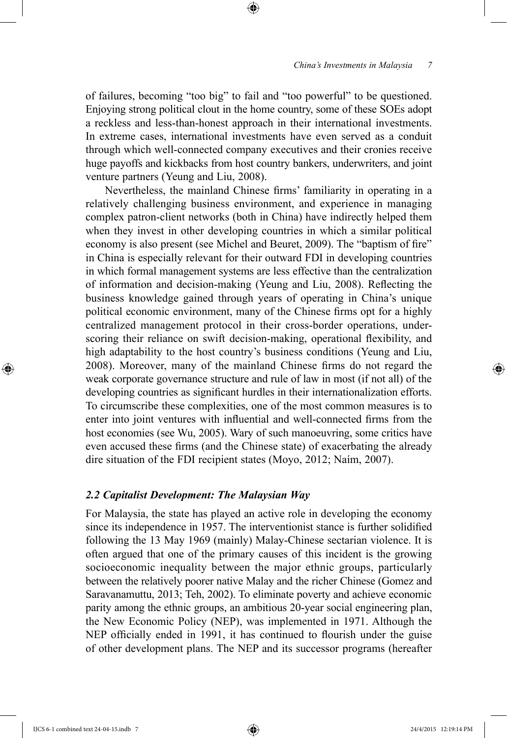of failures, becoming "too big" to fail and "too powerful" to be questioned. Enjoying strong political clout in the home country, some of these SOEs adopt a reckless and less-than-honest approach in their international investments. In extreme cases, international investments have even served as a conduit through which well-connected company executives and their cronies receive huge payoffs and kickbacks from host country bankers, underwriters, and joint venture partners (Yeung and Liu, 2008).

Nevertheless, the mainland Chinese firms' familiarity in operating in a relatively challenging business environment, and experience in managing complex patron-client networks (both in China) have indirectly helped them when they invest in other developing countries in which a similar political economy is also present (see Michel and Beuret, 2009). The "baptism of fire" in China is especially relevant for their outward FDI in developing countries in which formal management systems are less effective than the centralization of information and decision-making (Yeung and Liu, 2008). Reflecting the business knowledge gained through years of operating in China's unique political economic environment, many of the Chinese firms opt for a highly centralized management protocol in their cross-border operations, underscoring their reliance on swift decision-making, operational flexibility, and high adaptability to the host country's business conditions (Yeung and Liu, 2008). Moreover, many of the mainland Chinese firms do not regard the weak corporate governance structure and rule of law in most (if not all) of the developing countries as significant hurdles in their internationalization efforts. To circumscribe these complexities, one of the most common measures is to enter into joint ventures with influential and well-connected firms from the host economies (see Wu, 2005). Wary of such manoeuvring, some critics have even accused these firms (and the Chinese state) of exacerbating the already dire situation of the FDI recipient states (Moyo, 2012; Naím, 2007).

### *2.2 Capitalist Development: The Malaysian Way*

For Malaysia, the state has played an active role in developing the economy since its independence in 1957. The interventionist stance is further solidified following the 13 May 1969 (mainly) Malay-Chinese sectarian violence. It is often argued that one of the primary causes of this incident is the growing socioeconomic inequality between the major ethnic groups, particularly between the relatively poorer native Malay and the richer Chinese (Gomez and Saravanamuttu, 2013; Teh, 2002). To eliminate poverty and achieve economic parity among the ethnic groups, an ambitious 20-year social engineering plan, the New Economic Policy (NEP), was implemented in 1971. Although the NEP officially ended in 1991, it has continued to flourish under the guise of other development plans. The NEP and its successor programs (hereafter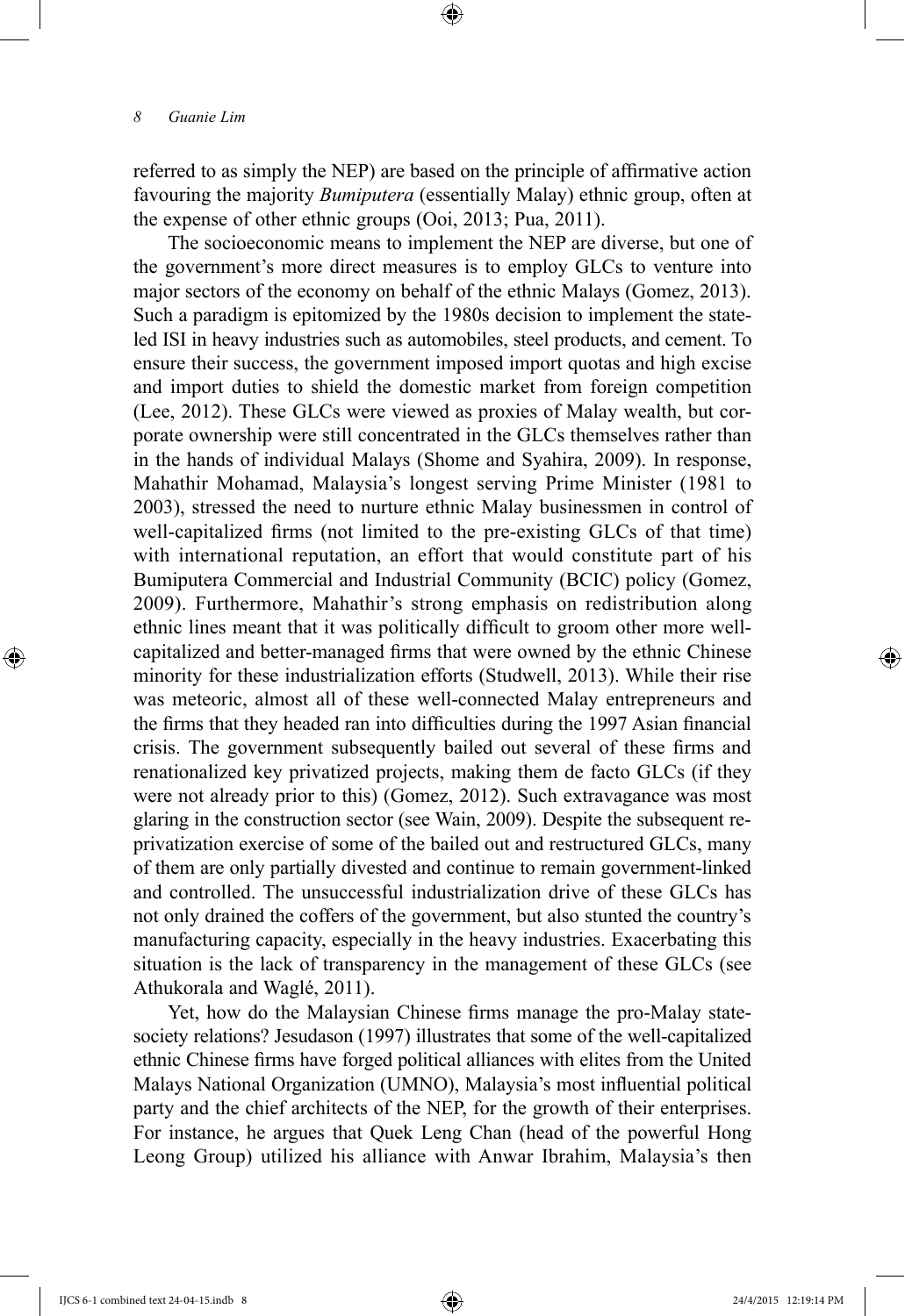referred to as simply the NEP) are based on the principle of affirmative action favouring the majority *Bumiputera* (essentially Malay) ethnic group, often at the expense of other ethnic groups (Ooi, 2013; Pua, 2011).

The socioeconomic means to implement the NEP are diverse, but one of the government's more direct measures is to employ GLCs to venture into major sectors of the economy on behalf of the ethnic Malays (Gomez, 2013). Such a paradigm is epitomized by the 1980s decision to implement the state-led ISI in heavy industries such as automobiles, steel products, and cement. To ensure their success, the government imposed import quotas and high excise and import duties to shield the domestic market from foreign competition (Lee, 2012). These GLCs were viewed as proxies of Malay wealth, but corporate ownership were still concentrated in the GLCs themselves rather than in the hands of individual Malays (Shome and Syahira, 2009). In response, Mahathir Mohamad, Malaysia's longest serving Prime Minister (1981 to 2003), stressed the need to nurture ethnic Malay businessmen in control of well-capitalized firms (not limited to the pre-existing GLCs of that time) with international reputation, an effort that would constitute part of his Bumiputera Commercial and Industrial Community (BCIC) policy (Gomez, 2009). Furthermore, Mahathir's strong emphasis on redistribution along ethnic lines meant that it was politically difficult to groom other more well-capitalized and better-managed firms that were owned by the ethnic Chinese minority for these industrialization efforts (Studwell, 2013). While their rise was meteoric, almost all of these well-connected Malay entrepreneurs and the firms that they headed ran into difficulties during the 1997 Asian financial crisis. The government subsequently bailed out several of these firms and renationalized key privatized projects, making them de facto GLCs (if they were not already prior to this) (Gomez, 2012). Such extravagance was most glaring in the construction sector (see Wain, 2009). Despite the subsequent re-privatization exercise of some of the bailed out and restructured GLCs, many of them are only partially divested and continue to remain government-linked and controlled. The unsuccessful industrialization drive of these GLCs has not only drained the coffers of the government, but also stunted the country's manufacturing capacity, especially in the heavy industries. Exacerbating this situation is the lack of transparency in the management of these GLCs (see Athukorala and Waglé, 2011).

Yet, how do the Malaysian Chinese firms manage the pro-Malay state-society relations? Jesudason (1997) illustrates that some of the well-capitalized ethnic Chinese firms have forged political alliances with elites from the United Malays National Organization (UMNO), Malaysia's most influential political party and the chief architects of the NEP, for the growth of their enterprises. For instance, he argues that Quek Leng Chan (head of the powerful Hong Leong Group) utilized his alliance with Anwar Ibrahim, Malaysia's then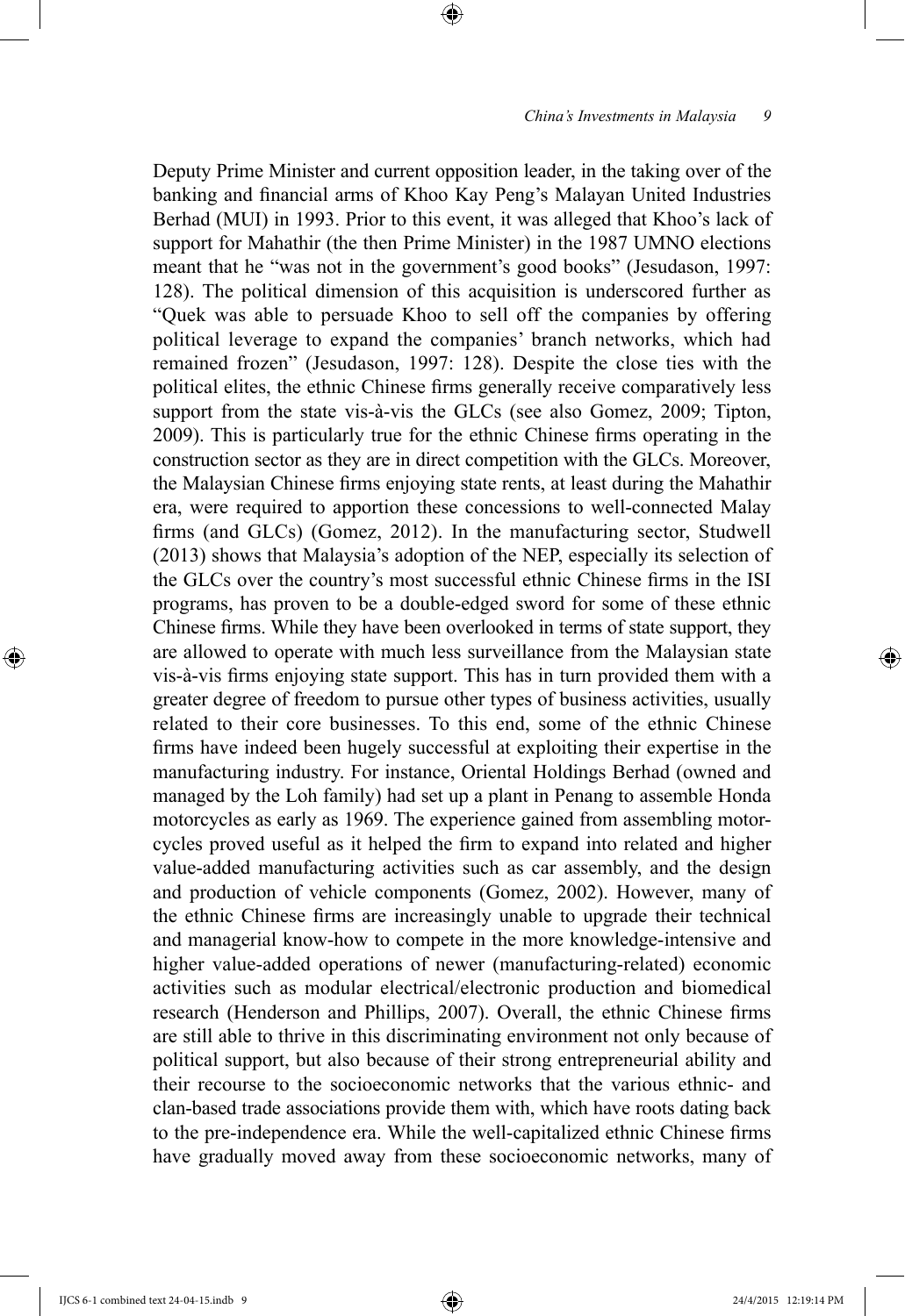Deputy Prime Minister and current opposition leader, in the taking over of the banking and financial arms of Khoo Kay Peng's Malayan United Industries Berhad (MUI) in 1993. Prior to this event, it was alleged that Khoo's lack of support for Mahathir (the then Prime Minister) in the 1987 UMNO elections meant that he "was not in the government's good books" (Jesudason, 1997: 128). The political dimension of this acquisition is underscored further as "Quek was able to persuade Khoo to sell off the companies by offering political leverage to expand the companies' branch networks, which had remained frozen" (Jesudason, 1997: 128). Despite the close ties with the political elites, the ethnic Chinese firms generally receive comparatively less support from the state vis-à-vis the GLCs (see also Gomez, 2009; Tipton, 2009). This is particularly true for the ethnic Chinese firms operating in the construction sector as they are in direct competition with the GLCs. Moreover, the Malaysian Chinese firms enjoying state rents, at least during the Mahathir era, were required to apportion these concessions to well-connected Malay firms (and GLCs) (Gomez, 2012). In the manufacturing sector, Studwell (2013) shows that Malaysia's adoption of the NEP, especially its selection of the GLCs over the country's most successful ethnic Chinese firms in the ISI programs, has proven to be a double-edged sword for some of these ethnic Chinese firms. While they have been overlooked in terms of state support, they are allowed to operate with much less surveillance from the Malaysian state vis-à-vis firms enjoying state support. This has in turn provided them with a greater degree of freedom to pursue other types of business activities, usually related to their core businesses. To this end, some of the ethnic Chinese firms have indeed been hugely successful at exploiting their expertise in the manufacturing industry. For instance, Oriental Holdings Berhad (owned and managed by the Loh family) had set up a plant in Penang to assemble Honda motorcycles as early as 1969. The experience gained from assembling motorcycles proved useful as it helped the firm to expand into related and higher value-added manufacturing activities such as car assembly, and the design and production of vehicle components (Gomez, 2002). However, many of the ethnic Chinese firms are increasingly unable to upgrade their technical and managerial know-how to compete in the more knowledge-intensive and higher value-added operations of newer (manufacturing-related) economic activities such as modular electrical/electronic production and biomedical research (Henderson and Phillips, 2007). Overall, the ethnic Chinese firms are still able to thrive in this discriminating environment not only because of political support, but also because of their strong entrepreneurial ability and their recourse to the socioeconomic networks that the various ethnic- and clan-based trade associations provide them with, which have roots dating back to the pre-independence era. While the well-capitalized ethnic Chinese firms have gradually moved away from these socioeconomic networks, many of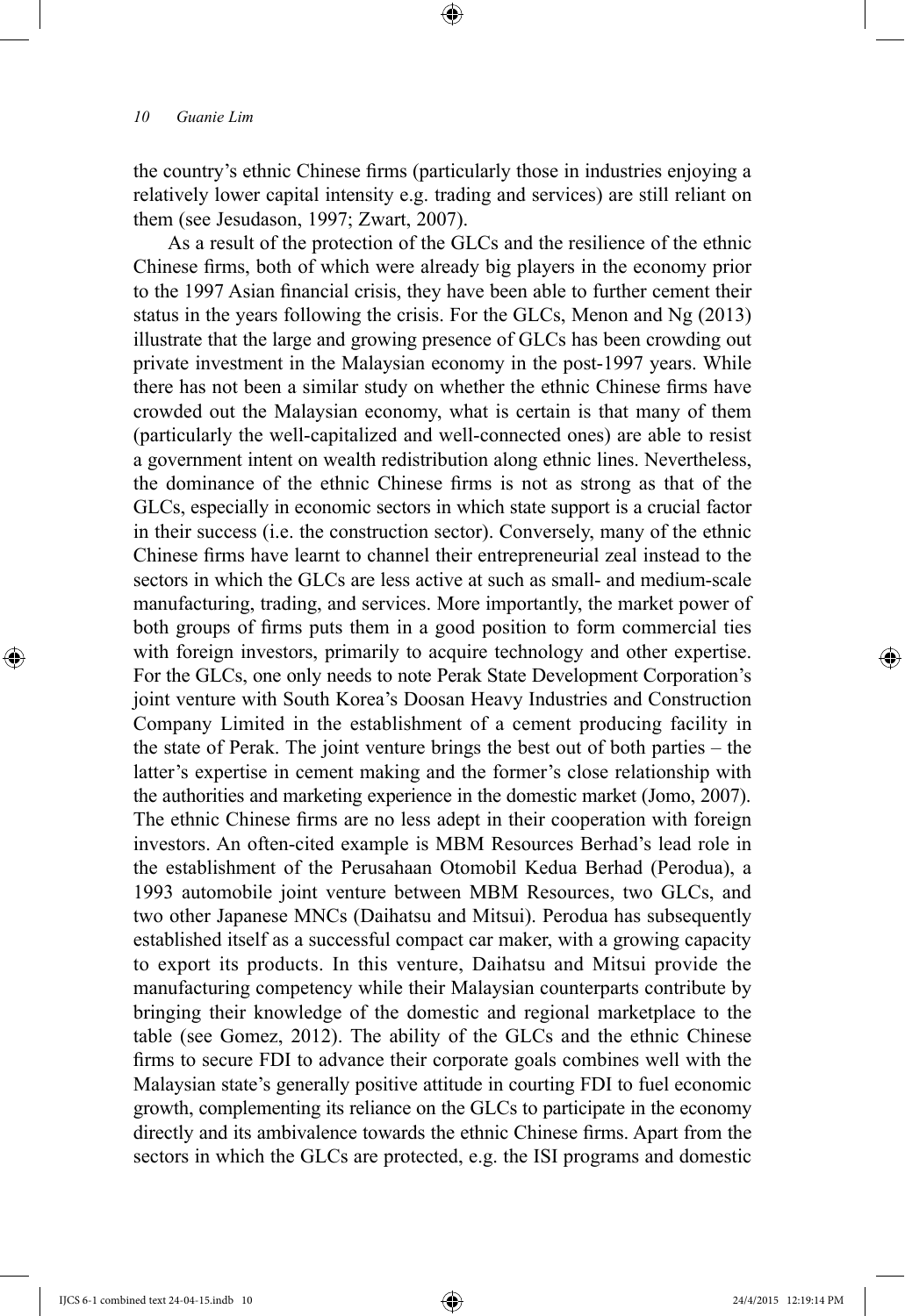the country's ethnic Chinese firms (particularly those in industries enjoying a relatively lower capital intensity e.g. trading and services) are still reliant on them (see Jesudason, 1997; Zwart, 2007).

As a result of the protection of the GLCs and the resilience of the ethnic Chinese firms, both of which were already big players in the economy prior to the 1997 Asian financial crisis, they have been able to further cement their status in the years following the crisis. For the GLCs, Menon and Ng (2013) illustrate that the large and growing presence of GLCs has been crowding out private investment in the Malaysian economy in the post-1997 years. While there has not been a similar study on whether the ethnic Chinese firms have crowded out the Malaysian economy, what is certain is that many of them (particularly the well-capitalized and well-connected ones) are able to resist a government intent on wealth redistribution along ethnic lines. Nevertheless, the dominance of the ethnic Chinese firms is not as strong as that of the GLCs, especially in economic sectors in which state support is a crucial factor in their success (i.e. the construction sector). Conversely, many of the ethnic Chinese firms have learnt to channel their entrepreneurial zeal instead to the sectors in which the GLCs are less active at such as small- and medium-scale manufacturing, trading, and services. More importantly, the market power of both groups of firms puts them in a good position to form commercial ties with foreign investors, primarily to acquire technology and other expertise. For the GLCs, one only needs to note Perak State Development Corporation's joint venture with South Korea's Doosan Heavy Industries and Construction Company Limited in the establishment of a cement producing facility in the state of Perak. The joint venture brings the best out of both parties – the latter's expertise in cement making and the former's close relationship with the authorities and marketing experience in the domestic market (Jomo, 2007). The ethnic Chinese firms are no less adept in their cooperation with foreign investors. An often-cited example is MBM Resources Berhad's lead role in the establishment of the Perusahaan Otomobil Kedua Berhad (Perodua), a 1993 automobile joint venture between MBM Resources, two GLCs, and two other Japanese MNCs (Daihatsu and Mitsui). Perodua has subsequently established itself as a successful compact car maker, with a growing capacity to export its products. In this venture, Daihatsu and Mitsui provide the manufacturing competency while their Malaysian counterparts contribute by bringing their knowledge of the domestic and regional marketplace to the table (see Gomez, 2012). The ability of the GLCs and the ethnic Chinese firms to secure FDI to advance their corporate goals combines well with the Malaysian state's generally positive attitude in courting FDI to fuel economic growth, complementing its reliance on the GLCs to participate in the economy directly and its ambivalence towards the ethnic Chinese firms. Apart from the sectors in which the GLCs are protected, e.g. the ISI programs and domestic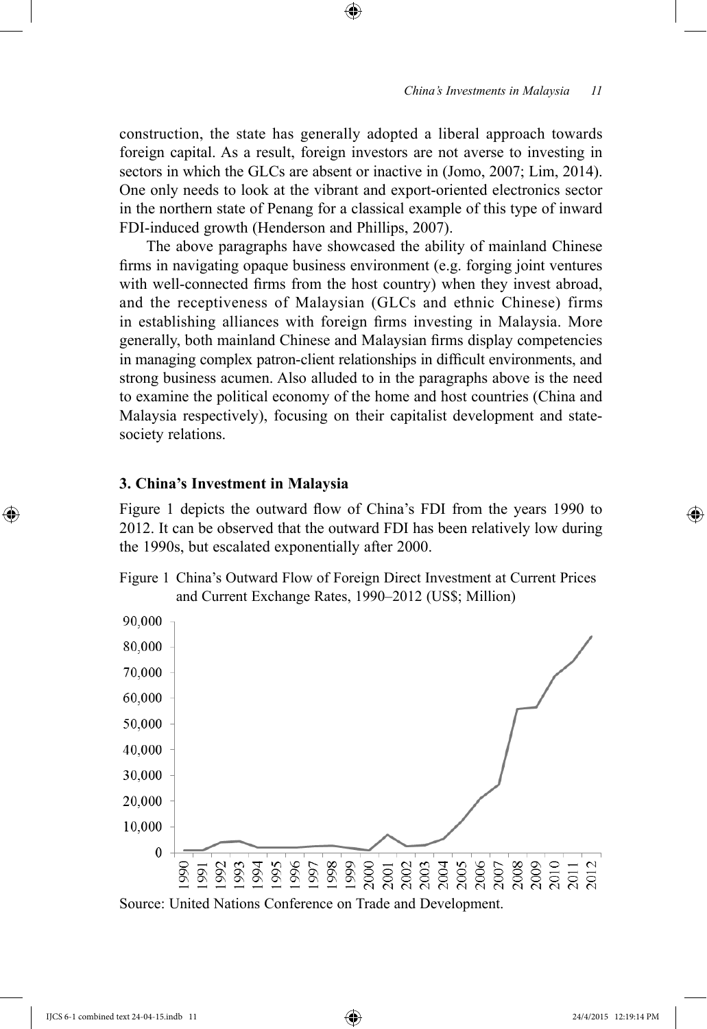construction, the state has generally adopted a liberal approach towards foreign capital. As a result, foreign investors are not averse to investing in sectors in which the GLCs are absent or inactive in (Jomo, 2007; Lim, 2014). One only needs to look at the vibrant and export-oriented electronics sector in the northern state of Penang for a classical example of this type of inward FDI-induced growth (Henderson and Phillips, 2007).

The above paragraphs have showcased the ability of mainland Chinese firms in navigating opaque business environment (e.g. forging joint ventures with well-connected firms from the host country) when they invest abroad, and the receptiveness of Malaysian (GLCs and ethnic Chinese) firms in establishing alliances with foreign firms investing in Malaysia. More generally, both mainland Chinese and Malaysian firms display competencies in managing complex patron-client relationships in difficult environments, and strong business acumen. Also alluded to in the paragraphs above is the need to examine the political economy of the home and host countries (China and Malaysia respectively), focusing on their capitalist development and state-society relations.

## 3. China's Investment in Malaysia

Figure 1 depicts the outward flow of China's FDI from the years 1990 to 2012. It can be observed that the outward FDI has been relatively low during the 1990s, but escalated exponentially after 2000.

Figure 1 China's Outward Flow of Foreign Direct Investment at Current Prices and Current Exchange Rates, 1990–2012 (US$; Million)

Source: United Nations Conference on Trade and Development.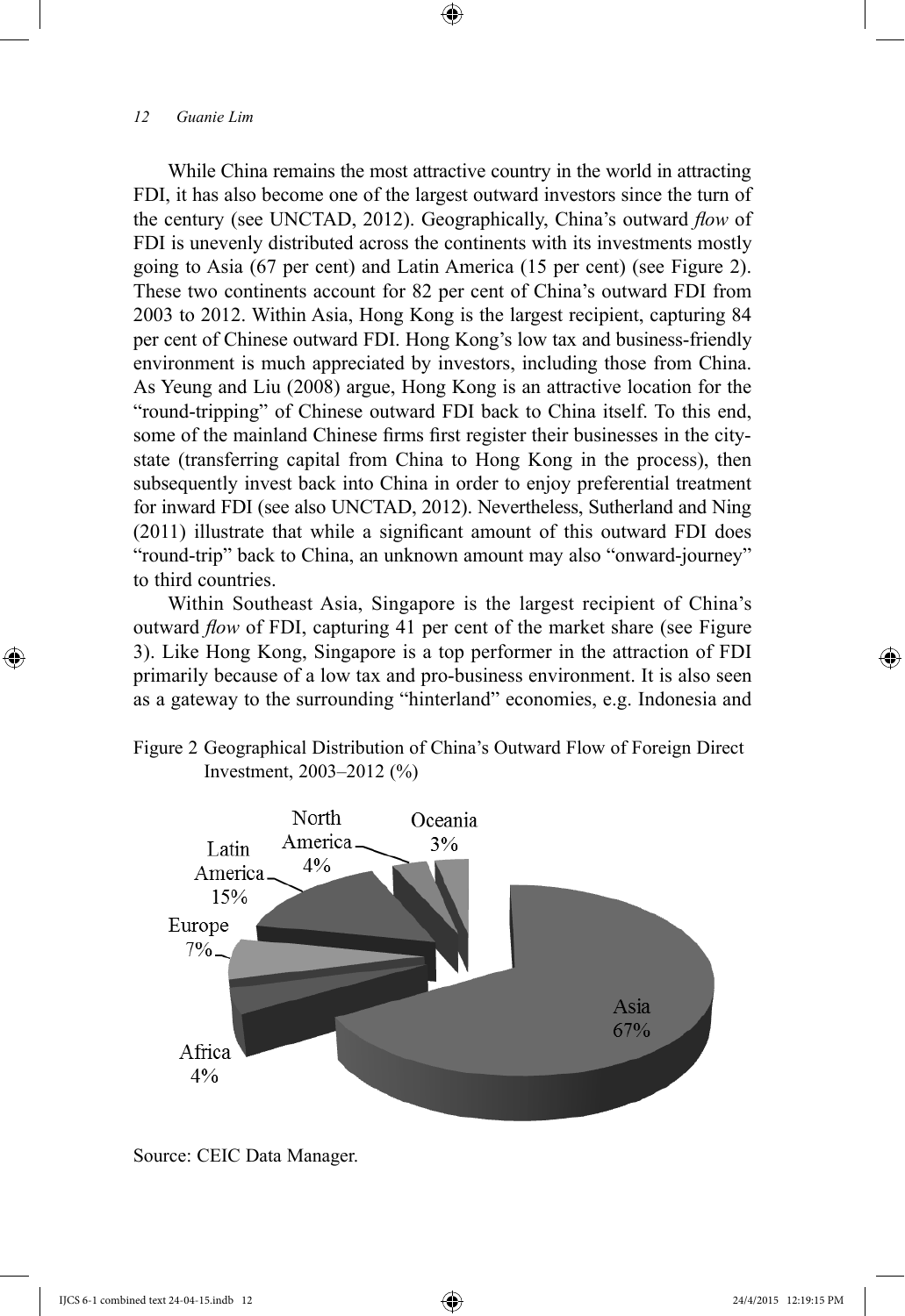While China remains the most attractive country in the world in attracting FDI, it has also become one of the largest outward investors since the turn of the century (see UNCTAD, 2012). Geographically, China's outward *flow* of FDI is unevenly distributed across the continents with its investments mostly going to Asia (67 per cent) and Latin America (15 per cent) (see Figure 2). These two continents account for 82 per cent of China's outward FDI from 2003 to 2012. Within Asia, Hong Kong is the largest recipient, capturing 84 per cent of Chinese outward FDI. Hong Kong's low tax and business-friendly environment is much appreciated by investors, including those from China. As Yeung and Liu (2008) argue, Hong Kong is an attractive location for the "round-tripping" of Chinese outward FDI back to China itself. To this end, some of the mainland Chinese firms first register their businesses in the city-state (transferring capital from China to Hong Kong in the process), then subsequently invest back into China in order to enjoy preferential treatment for inward FDI (see also UNCTAD, 2012). Nevertheless, Sutherland and Ning (2011) illustrate that while a significant amount of this outward FDI does "round-trip" back to China, an unknown amount may also "onward-journey" to third countries.

Within Southeast Asia, Singapore is the largest recipient of China's outward *flow* of FDI, capturing 41 per cent of the market share (see Figure 3). Like Hong Kong, Singapore is a top performer in the attraction of FDI primarily because of a low tax and pro-business environment. It is also seen as a gateway to the surrounding "hinterland" economies, e.g. Indonesia and

Figure 2 Geographical Distribution of China's Outward Flow of Foreign Direct Investment, 2003–2012 (%)

Source: CEIC Data Manager.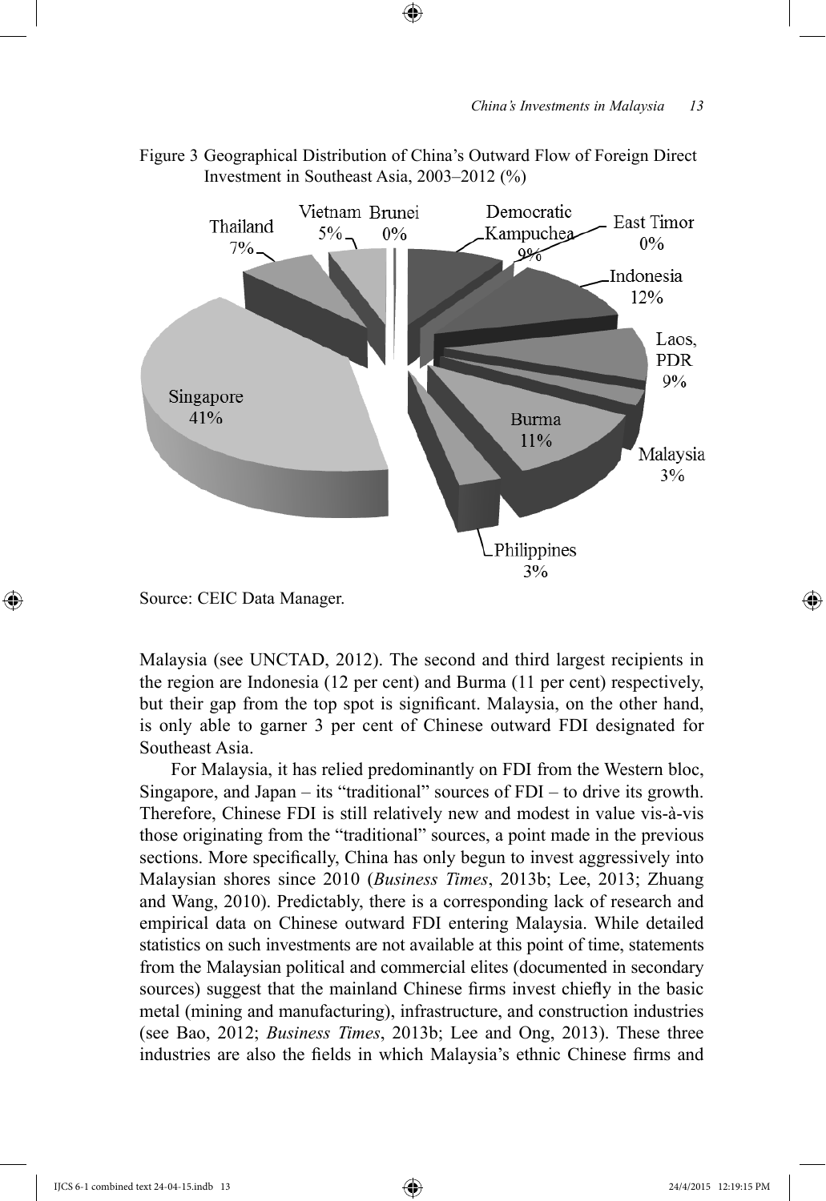Figure 3 Geographical Distribution of China's Outward Flow of Foreign Direct Investment in Southeast Asia, 2003–2012 (%)

Source: CEIC Data Manager.

Malaysia (see UNCTAD, 2012). The second and third largest recipients in the region are Indonesia (12 per cent) and Burma (11 per cent) respectively, but their gap from the top spot is significant. Malaysia, on the other hand, is only able to garner 3 per cent of Chinese outward FDI designated for Southeast Asia.

For Malaysia, it has relied predominantly on FDI from the Western bloc, Singapore, and Japan – its "traditional" sources of FDI – to drive its growth. Therefore, Chinese FDI is still relatively new and modest in value vis-à-vis those originating from the "traditional" sources, a point made in the previous sections. More specifically, China has only begun to invest aggressively into Malaysian shores since 2010 (*Business Times*, 2013b; Lee, 2013; Zhuang and Wang, 2010). Predictably, there is a corresponding lack of research and empirical data on Chinese outward FDI entering Malaysia. While detailed statistics on such investments are not available at this point of time, statements from the Malaysian political and commercial elites (documented in secondary sources) suggest that the mainland Chinese firms invest chiefly in the basic metal (mining and manufacturing), infrastructure, and construction industries (see Bao, 2012; *Business Times*, 2013b; Lee and Ong, 2013). These three industries are also the fields in which Malaysia's ethnic Chinese firms and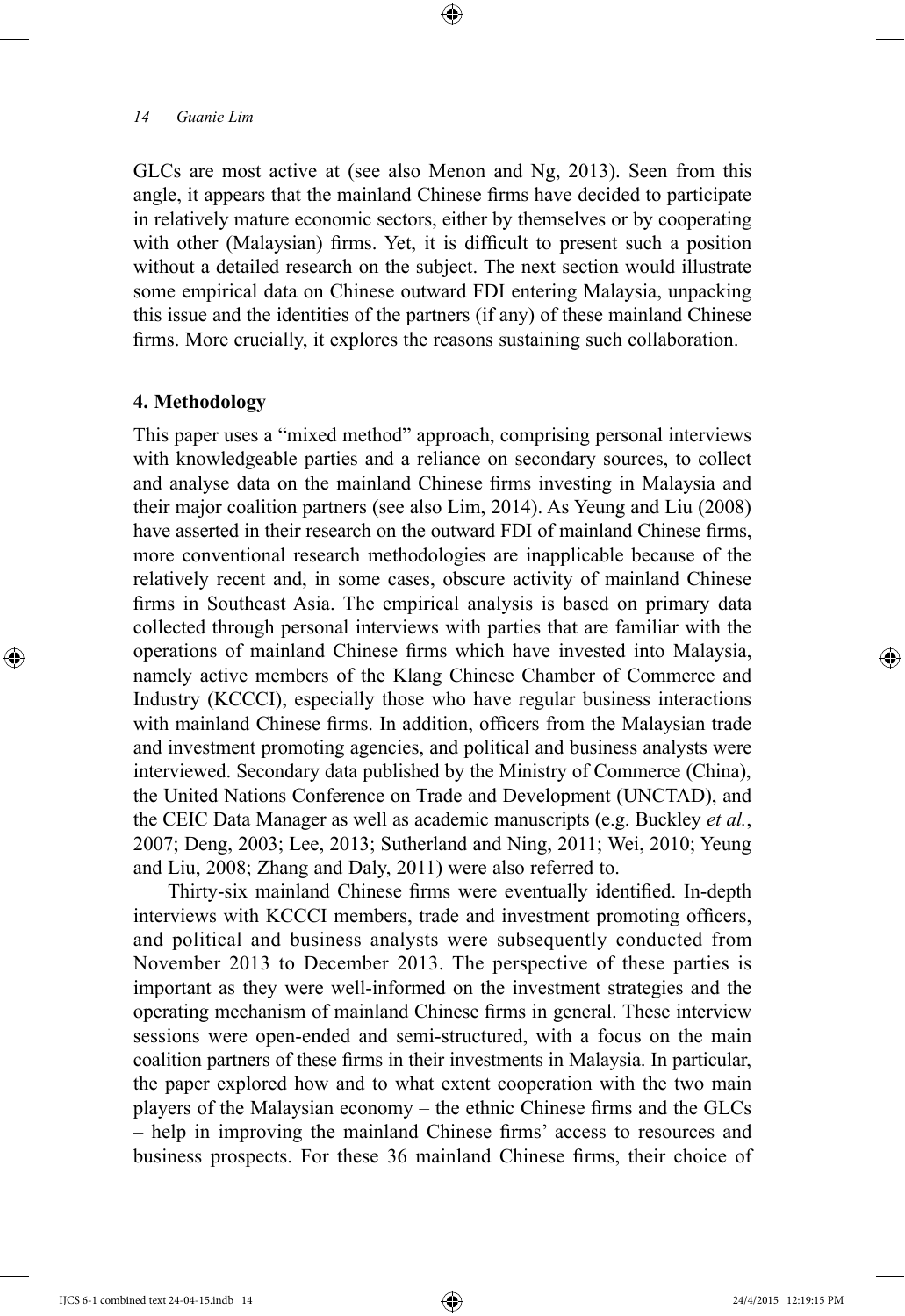GLCs are most active at (see also Menon and Ng, 2013). Seen from this angle, it appears that the mainland Chinese firms have decided to participate in relatively mature economic sectors, either by themselves or by cooperating with other (Malaysian) firms. Yet, it is difficult to present such a position without a detailed research on the subject. The next section would illustrate some empirical data on Chinese outward FDI entering Malaysia, unpacking this issue and the identities of the partners (if any) of these mainland Chinese firms. More crucially, it explores the reasons sustaining such collaboration.

## 4. Methodology

This paper uses a "mixed method" approach, comprising personal interviews with knowledgeable parties and a reliance on secondary sources, to collect and analyse data on the mainland Chinese firms investing in Malaysia and their major coalition partners (see also Lim, 2014). As Yeung and Liu (2008) have asserted in their research on the outward FDI of mainland Chinese firms, more conventional research methodologies are inapplicable because of the relatively recent and, in some cases, obscure activity of mainland Chinese firms in Southeast Asia. The empirical analysis is based on primary data collected through personal interviews with parties that are familiar with the operations of mainland Chinese firms which have invested into Malaysia, namely active members of the Klang Chinese Chamber of Commerce and Industry (KCCCI), especially those who have regular business interactions with mainland Chinese firms. In addition, officers from the Malaysian trade and investment promoting agencies, and political and business analysts were interviewed. Secondary data published by the Ministry of Commerce (China), the United Nations Conference on Trade and Development (UNCTAD), and the CEIC Data Manager as well as academic manuscripts (e.g. Buckley *et al.*, 2007; Deng, 2003; Lee, 2013; Sutherland and Ning, 2011; Wei, 2010; Yeung and Liu, 2008; Zhang and Daly, 2011) were also referred to.

Thirty-six mainland Chinese firms were eventually identified. In-depth interviews with KCCCI members, trade and investment promoting officers, and political and business analysts were subsequently conducted from November 2013 to December 2013. The perspective of these parties is important as they were well-informed on the investment strategies and the operating mechanism of mainland Chinese firms in general. These interview sessions were open-ended and semi-structured, with a focus on the main coalition partners of these firms in their investments in Malaysia. In particular, the paper explored how and to what extent cooperation with the two main players of the Malaysian economy – the ethnic Chinese firms and the GLCs – help in improving the mainland Chinese firms' access to resources and business prospects. For these 36 mainland Chinese firms, their choice of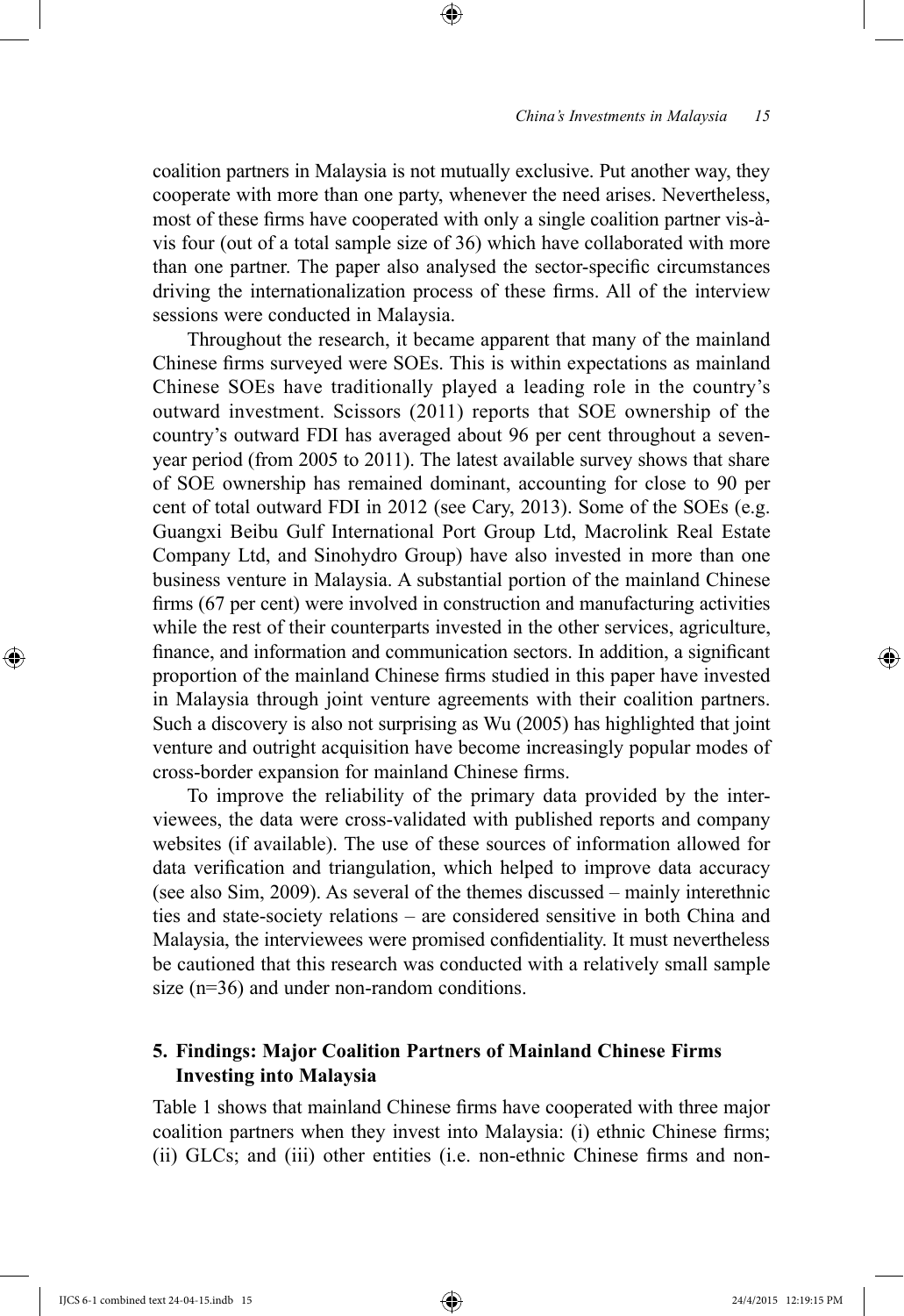coalition partners in Malaysia is not mutually exclusive. Put another way, they cooperate with more than one party, whenever the need arises. Nevertheless, most of these firms have cooperated with only a single coalition partner vis-à-vis four (out of a total sample size of 36) which have collaborated with more than one partner. The paper also analysed the sector-specific circumstances driving the internationalization process of these firms. All of the interview sessions were conducted in Malaysia.

Throughout the research, it became apparent that many of the mainland Chinese firms surveyed were SOEs. This is within expectations as mainland Chinese SOEs have traditionally played a leading role in the country's outward investment. Scissors (2011) reports that SOE ownership of the country's outward FDI has averaged about 96 per cent throughout a seven-year period (from 2005 to 2011). The latest available survey shows that share of SOE ownership has remained dominant, accounting for close to 90 per cent of total outward FDI in 2012 (see Cary, 2013). Some of the SOEs (e.g. Guangxi Beibu Gulf International Port Group Ltd, Macrolink Real Estate Company Ltd, and Sinohydro Group) have also invested in more than one business venture in Malaysia. A substantial portion of the mainland Chinese firms (67 per cent) were involved in construction and manufacturing activities while the rest of their counterparts invested in the other services, agriculture, finance, and information and communication sectors. In addition, a significant proportion of the mainland Chinese firms studied in this paper have invested in Malaysia through joint venture agreements with their coalition partners. Such a discovery is also not surprising as Wu (2005) has highlighted that joint venture and outright acquisition have become increasingly popular modes of cross-border expansion for mainland Chinese firms.

To improve the reliability of the primary data provided by the interviewees, the data were cross-validated with published reports and company websites (if available). The use of these sources of information allowed for data verification and triangulation, which helped to improve data accuracy (see also Sim, 2009). As several of the themes discussed – mainly interethnic ties and state-society relations – are considered sensitive in both China and Malaysia, the interviewees were promised confidentiality. It must nevertheless be cautioned that this research was conducted with a relatively small sample size (n=36) and under non-random conditions.

## 5. Findings: Major Coalition Partners of Mainland Chinese Firms Investing into Malaysia

Table 1 shows that mainland Chinese firms have cooperated with three major coalition partners when they invest into Malaysia: (i) ethnic Chinese firms; (ii) GLCs; and (iii) other entities (i.e. non-ethnic Chinese firms and non-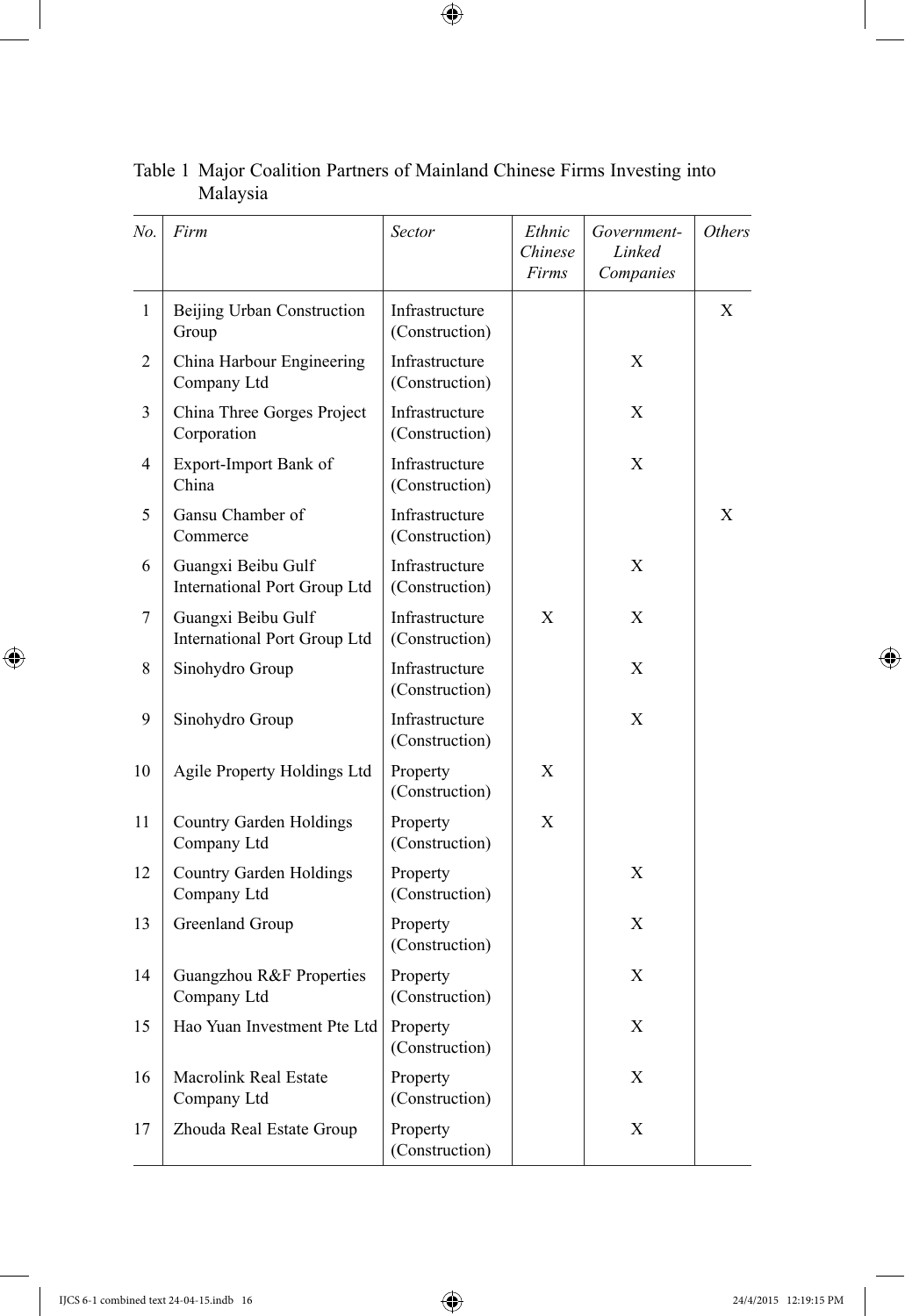Table 1 Major Coalition Partners of Mainland Chinese Firms Investing into Malaysia

| *No.* | *Firm* | *Sector* | *Ethnic Chinese Firms* | *Government-Linked Companies* | *Others* |
|---|---|---|---|---|---|
| 1 | Beijing Urban Construction Group | Infrastructure (Construction) | | | X |
| 2 | China Harbour Engineering Company Ltd | Infrastructure (Construction) | | X | |
| 3 | China Three Gorges Project Corporation | Infrastructure (Construction) | | X | |
| 4 | Export-Import Bank of China | Infrastructure (Construction) | | X | |
| 5 | Gansu Chamber of Commerce | Infrastructure (Construction) | | | X |
| 6 | Guangxi Beibu Gulf International Port Group Ltd | Infrastructure (Construction) | | X | |
| 7 | Guangxi Beibu Gulf International Port Group Ltd | Infrastructure (Construction) | X | X | |
| 8 | Sinohydro Group | Infrastructure (Construction) | | X | |
| 9 | Sinohydro Group | Infrastructure (Construction) | | X | |
| 10 | Agile Property Holdings Ltd | Property (Construction) | X | | |
| 11 | Country Garden Holdings Company Ltd | Property (Construction) | X | | |
| 12 | Country Garden Holdings Company Ltd | Property (Construction) | | X | |
| 13 | Greenland Group | Property (Construction) | | X | |
| 14 | Guangzhou R&F Properties Company Ltd | Property (Construction) | | X | |
| 15 | Hao Yuan Investment Pte Ltd | Property (Construction) | | X | |
| 16 | Macrolink Real Estate Company Ltd | Property (Construction) | | X | |
| 17 | Zhouda Real Estate Group | Property (Construction) | | X | |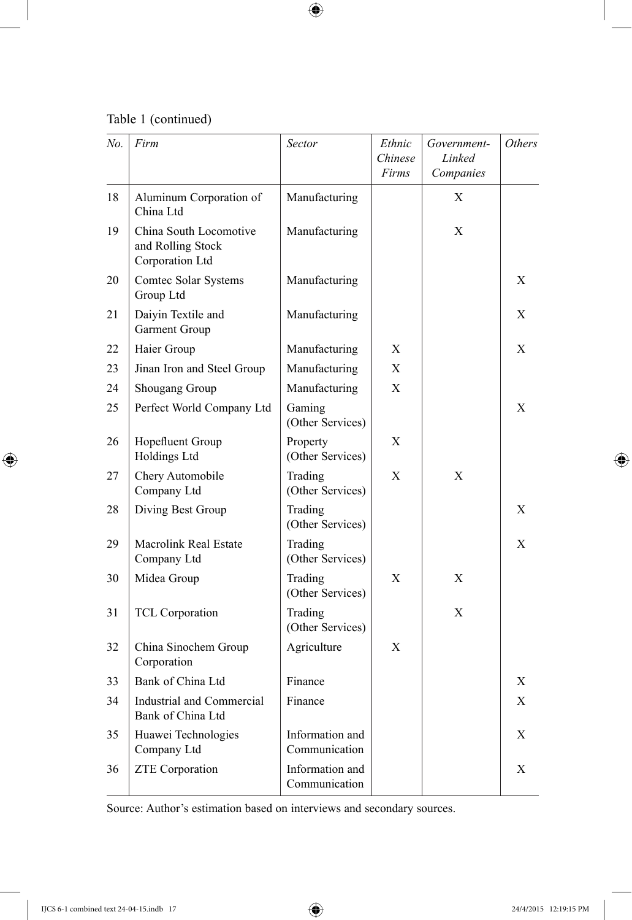Table 1 (continued)

| *No.* | *Firm* | *Sector* | *Ethnic Chinese Firms* | *Government-Linked Companies* | *Others* |
|---|---|---|---|---|---|
| 18 | Aluminum Corporation of China Ltd | Manufacturing | | X | |
| 19 | China South Locomotive and Rolling Stock Corporation Ltd | Manufacturing | | X | |
| 20 | Comtec Solar Systems Group Ltd | Manufacturing | | | X |
| 21 | Daiyin Textile and Garment Group | Manufacturing | | | X |
| 22 | Haier Group | Manufacturing | X | | X |
| 23 | Jinan Iron and Steel Group | Manufacturing | X | | |
| 24 | Shougang Group | Manufacturing | X | | |
| 25 | Perfect World Company Ltd | Gaming (Other Services) | | | X |
| 26 | Hopefluent Group Holdings Ltd | Property (Other Services) | X | | |
| 27 | Chery Automobile Company Ltd | Trading (Other Services) | X | X | |
| 28 | Diving Best Group | Trading (Other Services) | | | X |
| 29 | Macrolink Real Estate Company Ltd | Trading (Other Services) | | | X |
| 30 | Midea Group | Trading (Other Services) | X | X | |
| 31 | TCL Corporation | Trading (Other Services) | | X | |
| 32 | China Sinochem Group Corporation | Agriculture | X | | |
| 33 | Bank of China Ltd | Finance | | | X |
| 34 | Industrial and Commercial Bank of China Ltd | Finance | | | X |
| 35 | Huawei Technologies Company Ltd | Information and Communication | | | X |
| 36 | ZTE Corporation | Information and Communication | | | X |

Source: Author's estimation based on interviews and secondary sources.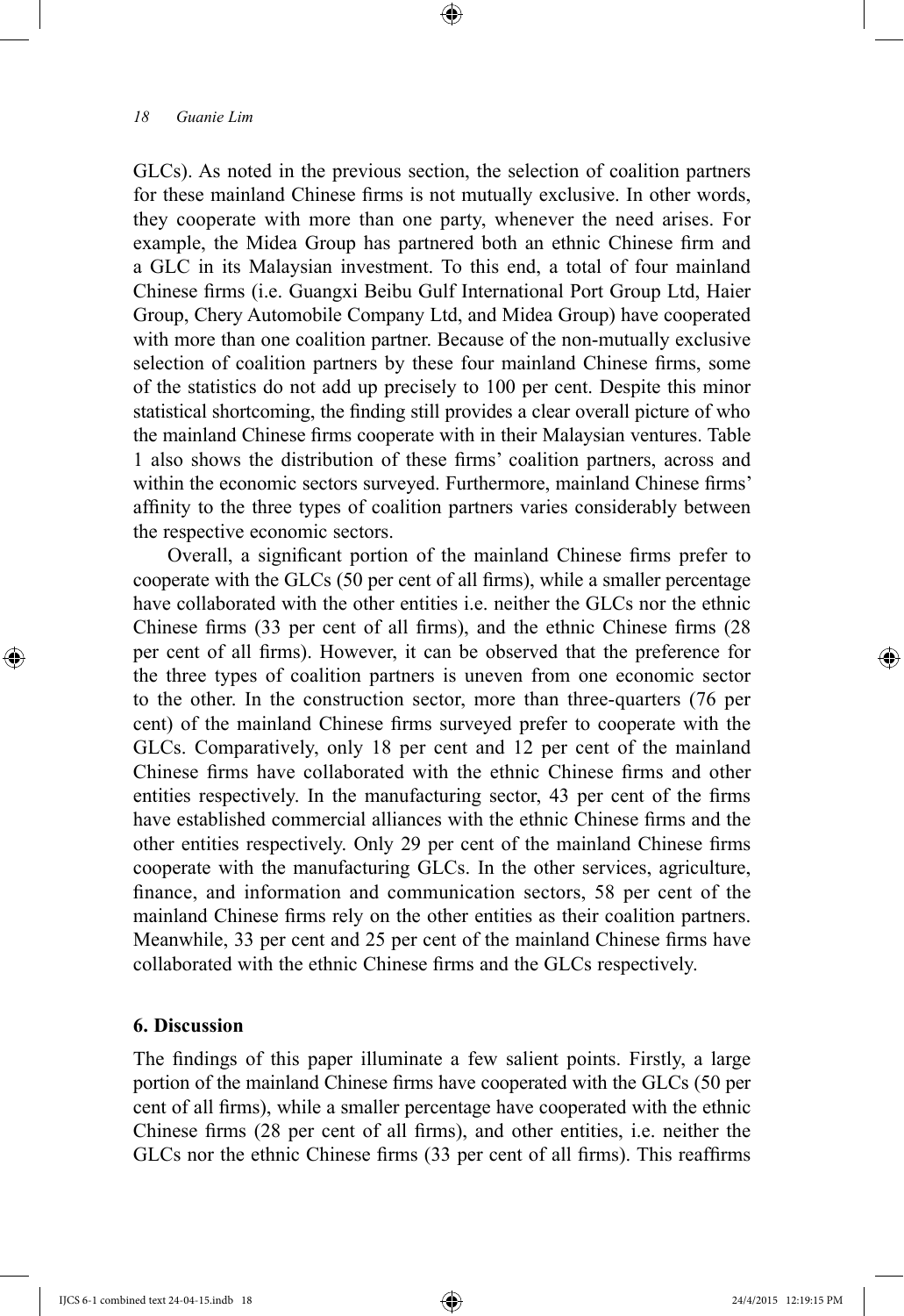GLCs). As noted in the previous section, the selection of coalition partners for these mainland Chinese firms is not mutually exclusive. In other words, they cooperate with more than one party, whenever the need arises. For example, the Midea Group has partnered both an ethnic Chinese firm and a GLC in its Malaysian investment. To this end, a total of four mainland Chinese firms (i.e. Guangxi Beibu Gulf International Port Group Ltd, Haier Group, Chery Automobile Company Ltd, and Midea Group) have cooperated with more than one coalition partner. Because of the non-mutually exclusive selection of coalition partners by these four mainland Chinese firms, some of the statistics do not add up precisely to 100 per cent. Despite this minor statistical shortcoming, the finding still provides a clear overall picture of who the mainland Chinese firms cooperate with in their Malaysian ventures. Table 1 also shows the distribution of these firms' coalition partners, across and within the economic sectors surveyed. Furthermore, mainland Chinese firms' affinity to the three types of coalition partners varies considerably between the respective economic sectors.

Overall, a significant portion of the mainland Chinese firms prefer to cooperate with the GLCs (50 per cent of all firms), while a smaller percentage have collaborated with the other entities i.e. neither the GLCs nor the ethnic Chinese firms (33 per cent of all firms), and the ethnic Chinese firms (28 per cent of all firms). However, it can be observed that the preference for the three types of coalition partners is uneven from one economic sector to the other. In the construction sector, more than three-quarters (76 per cent) of the mainland Chinese firms surveyed prefer to cooperate with the GLCs. Comparatively, only 18 per cent and 12 per cent of the mainland Chinese firms have collaborated with the ethnic Chinese firms and other entities respectively. In the manufacturing sector, 43 per cent of the firms have established commercial alliances with the ethnic Chinese firms and the other entities respectively. Only 29 per cent of the mainland Chinese firms cooperate with the manufacturing GLCs. In the other services, agriculture, finance, and information and communication sectors, 58 per cent of the mainland Chinese firms rely on the other entities as their coalition partners. Meanwhile, 33 per cent and 25 per cent of the mainland Chinese firms have collaborated with the ethnic Chinese firms and the GLCs respectively.

## 6. Discussion

The findings of this paper illuminate a few salient points. Firstly, a large portion of the mainland Chinese firms have cooperated with the GLCs (50 per cent of all firms), while a smaller percentage have cooperated with the ethnic Chinese firms (28 per cent of all firms), and other entities, i.e. neither the GLCs nor the ethnic Chinese firms (33 per cent of all firms). This reaffirms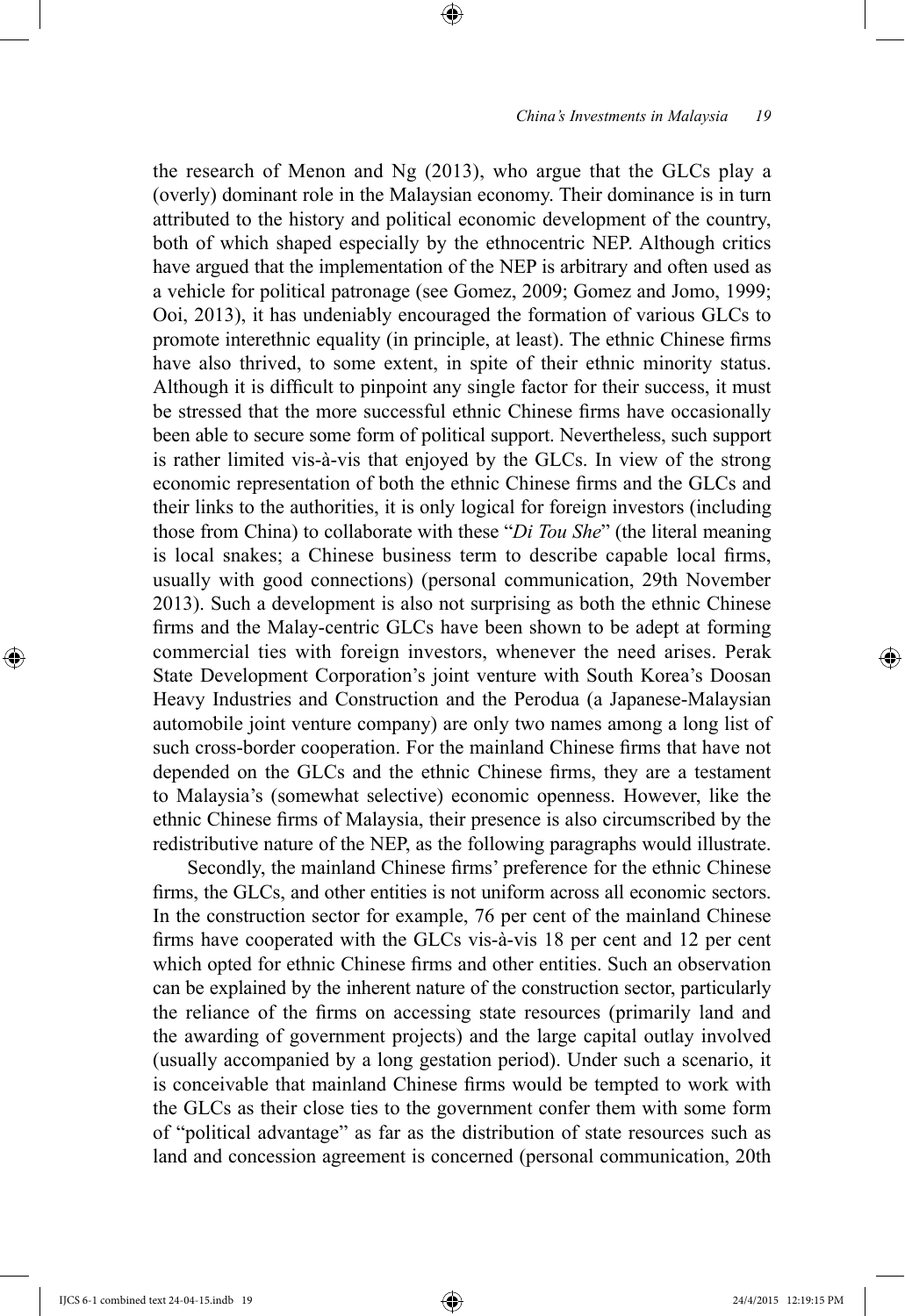the research of Menon and Ng (2013), who argue that the GLCs play a (overly) dominant role in the Malaysian economy. Their dominance is in turn attributed to the history and political economic development of the country, both of which shaped especially by the ethnocentric NEP. Although critics have argued that the implementation of the NEP is arbitrary and often used as a vehicle for political patronage (see Gomez, 2009; Gomez and Jomo, 1999; Ooi, 2013), it has undeniably encouraged the formation of various GLCs to promote interethnic equality (in principle, at least). The ethnic Chinese firms have also thrived, to some extent, in spite of their ethnic minority status. Although it is difficult to pinpoint any single factor for their success, it must be stressed that the more successful ethnic Chinese firms have occasionally been able to secure some form of political support. Nevertheless, such support is rather limited vis-à-vis that enjoyed by the GLCs. In view of the strong economic representation of both the ethnic Chinese firms and the GLCs and their links to the authorities, it is only logical for foreign investors (including those from China) to collaborate with these "*Di Tou She*" (the literal meaning is local snakes; a Chinese business term to describe capable local firms, usually with good connections) (personal communication, 29th November 2013). Such a development is also not surprising as both the ethnic Chinese firms and the Malay-centric GLCs have been shown to be adept at forming commercial ties with foreign investors, whenever the need arises. Perak State Development Corporation's joint venture with South Korea's Doosan Heavy Industries and Construction and the Perodua (a Japanese-Malaysian automobile joint venture company) are only two names among a long list of such cross-border cooperation. For the mainland Chinese firms that have not depended on the GLCs and the ethnic Chinese firms, they are a testament to Malaysia's (somewhat selective) economic openness. However, like the ethnic Chinese firms of Malaysia, their presence is also circumscribed by the redistributive nature of the NEP, as the following paragraphs would illustrate.

Secondly, the mainland Chinese firms' preference for the ethnic Chinese firms, the GLCs, and other entities is not uniform across all economic sectors. In the construction sector for example, 76 per cent of the mainland Chinese firms have cooperated with the GLCs vis-à-vis 18 per cent and 12 per cent which opted for ethnic Chinese firms and other entities. Such an observation can be explained by the inherent nature of the construction sector, particularly the reliance of the firms on accessing state resources (primarily land and the awarding of government projects) and the large capital outlay involved (usually accompanied by a long gestation period). Under such a scenario, it is conceivable that mainland Chinese firms would be tempted to work with the GLCs as their close ties to the government confer them with some form of "political advantage" as far as the distribution of state resources such as land and concession agreement is concerned (personal communication, 20th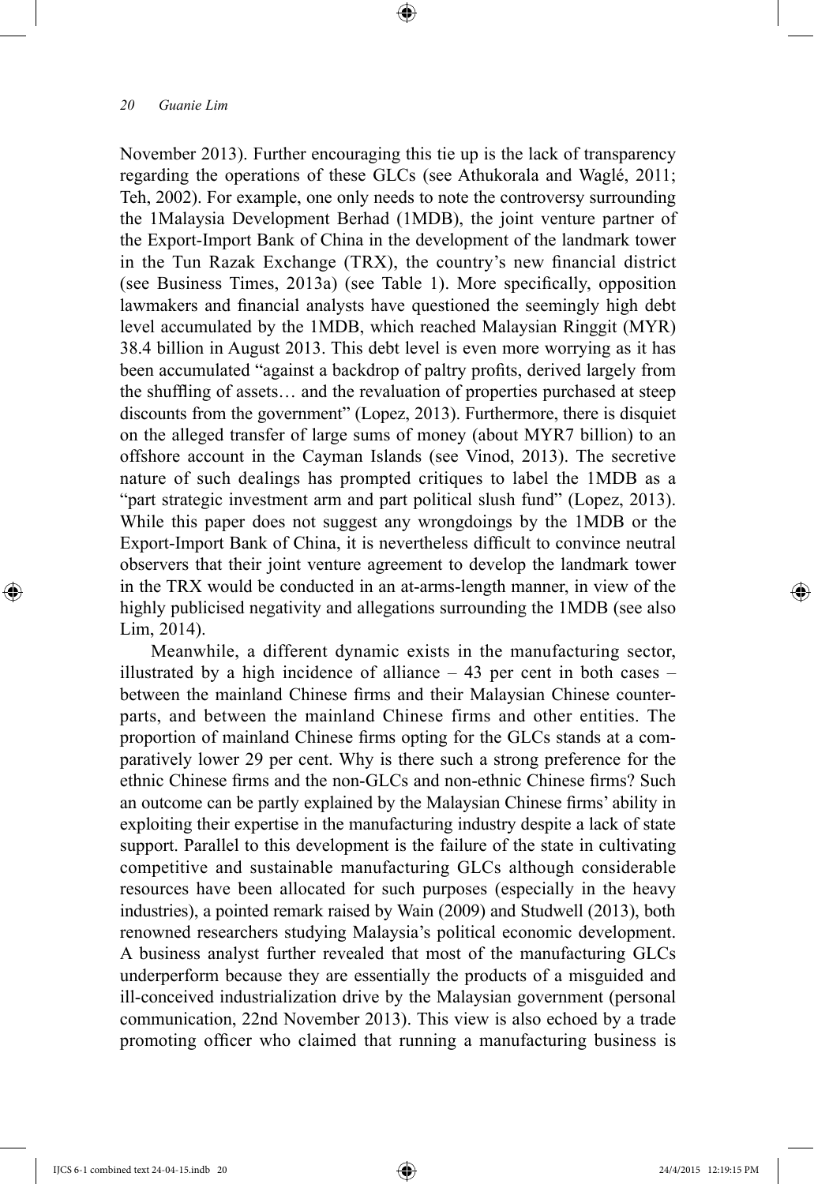November 2013). Further encouraging this tie up is the lack of transparency regarding the operations of these GLCs (see Athukorala and Waglé, 2011; Teh, 2002). For example, one only needs to note the controversy surrounding the 1Malaysia Development Berhad (1MDB), the joint venture partner of the Export-Import Bank of China in the development of the landmark tower in the Tun Razak Exchange (TRX), the country's new financial district (see Business Times, 2013a) (see Table 1). More specifically, opposition lawmakers and financial analysts have questioned the seemingly high debt level accumulated by the 1MDB, which reached Malaysian Ringgit (MYR) 38.4 billion in August 2013. This debt level is even more worrying as it has been accumulated "against a backdrop of paltry profits, derived largely from the shuffling of assets… and the revaluation of properties purchased at steep discounts from the government" (Lopez, 2013). Furthermore, there is disquiet on the alleged transfer of large sums of money (about MYR7 billion) to an offshore account in the Cayman Islands (see Vinod, 2013). The secretive nature of such dealings has prompted critiques to label the 1MDB as a "part strategic investment arm and part political slush fund" (Lopez, 2013). While this paper does not suggest any wrongdoings by the 1MDB or the Export-Import Bank of China, it is nevertheless difficult to convince neutral observers that their joint venture agreement to develop the landmark tower in the TRX would be conducted in an at-arms-length manner, in view of the highly publicised negativity and allegations surrounding the 1MDB (see also Lim, 2014).

Meanwhile, a different dynamic exists in the manufacturing sector, illustrated by a high incidence of alliance – 43 per cent in both cases – between the mainland Chinese firms and their Malaysian Chinese counterparts, and between the mainland Chinese firms and other entities. The proportion of mainland Chinese firms opting for the GLCs stands at a comparatively lower 29 per cent. Why is there such a strong preference for the ethnic Chinese firms and the non-GLCs and non-ethnic Chinese firms? Such an outcome can be partly explained by the Malaysian Chinese firms' ability in exploiting their expertise in the manufacturing industry despite a lack of state support. Parallel to this development is the failure of the state in cultivating competitive and sustainable manufacturing GLCs although considerable resources have been allocated for such purposes (especially in the heavy industries), a pointed remark raised by Wain (2009) and Studwell (2013), both renowned researchers studying Malaysia's political economic development. A business analyst further revealed that most of the manufacturing GLCs underperform because they are essentially the products of a misguided and ill-conceived industrialization drive by the Malaysian government (personal communication, 22nd November 2013). This view is also echoed by a trade promoting officer who claimed that running a manufacturing business is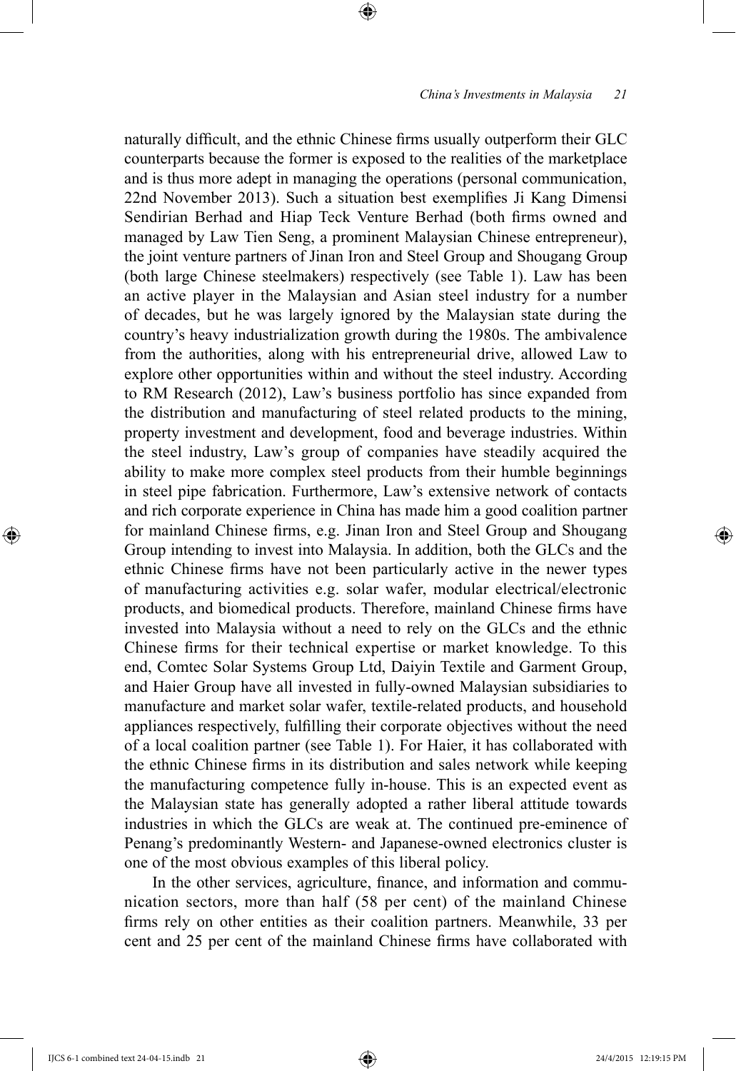naturally difficult, and the ethnic Chinese firms usually outperform their GLC counterparts because the former is exposed to the realities of the marketplace and is thus more adept in managing the operations (personal communication, 22nd November 2013). Such a situation best exemplifies Ji Kang Dimensi Sendirian Berhad and Hiap Teck Venture Berhad (both firms owned and managed by Law Tien Seng, a prominent Malaysian Chinese entrepreneur), the joint venture partners of Jinan Iron and Steel Group and Shougang Group (both large Chinese steelmakers) respectively (see Table 1). Law has been an active player in the Malaysian and Asian steel industry for a number of decades, but he was largely ignored by the Malaysian state during the country's heavy industrialization growth during the 1980s. The ambivalence from the authorities, along with his entrepreneurial drive, allowed Law to explore other opportunities within and without the steel industry. According to RM Research (2012), Law's business portfolio has since expanded from the distribution and manufacturing of steel related products to the mining, property investment and development, food and beverage industries. Within the steel industry, Law's group of companies have steadily acquired the ability to make more complex steel products from their humble beginnings in steel pipe fabrication. Furthermore, Law's extensive network of contacts and rich corporate experience in China has made him a good coalition partner for mainland Chinese firms, e.g. Jinan Iron and Steel Group and Shougang Group intending to invest into Malaysia. In addition, both the GLCs and the ethnic Chinese firms have not been particularly active in the newer types of manufacturing activities e.g. solar wafer, modular electrical/electronic products, and biomedical products. Therefore, mainland Chinese firms have invested into Malaysia without a need to rely on the GLCs and the ethnic Chinese firms for their technical expertise or market knowledge. To this end, Comtec Solar Systems Group Ltd, Daiyin Textile and Garment Group, and Haier Group have all invested in fully-owned Malaysian subsidiaries to manufacture and market solar wafer, textile-related products, and household appliances respectively, fulfilling their corporate objectives without the need of a local coalition partner (see Table 1). For Haier, it has collaborated with the ethnic Chinese firms in its distribution and sales network while keeping the manufacturing competence fully in-house. This is an expected event as the Malaysian state has generally adopted a rather liberal attitude towards industries in which the GLCs are weak at. The continued pre-eminence of Penang's predominantly Western- and Japanese-owned electronics cluster is one of the most obvious examples of this liberal policy.

In the other services, agriculture, finance, and information and communication sectors, more than half (58 per cent) of the mainland Chinese firms rely on other entities as their coalition partners. Meanwhile, 33 per cent and 25 per cent of the mainland Chinese firms have collaborated with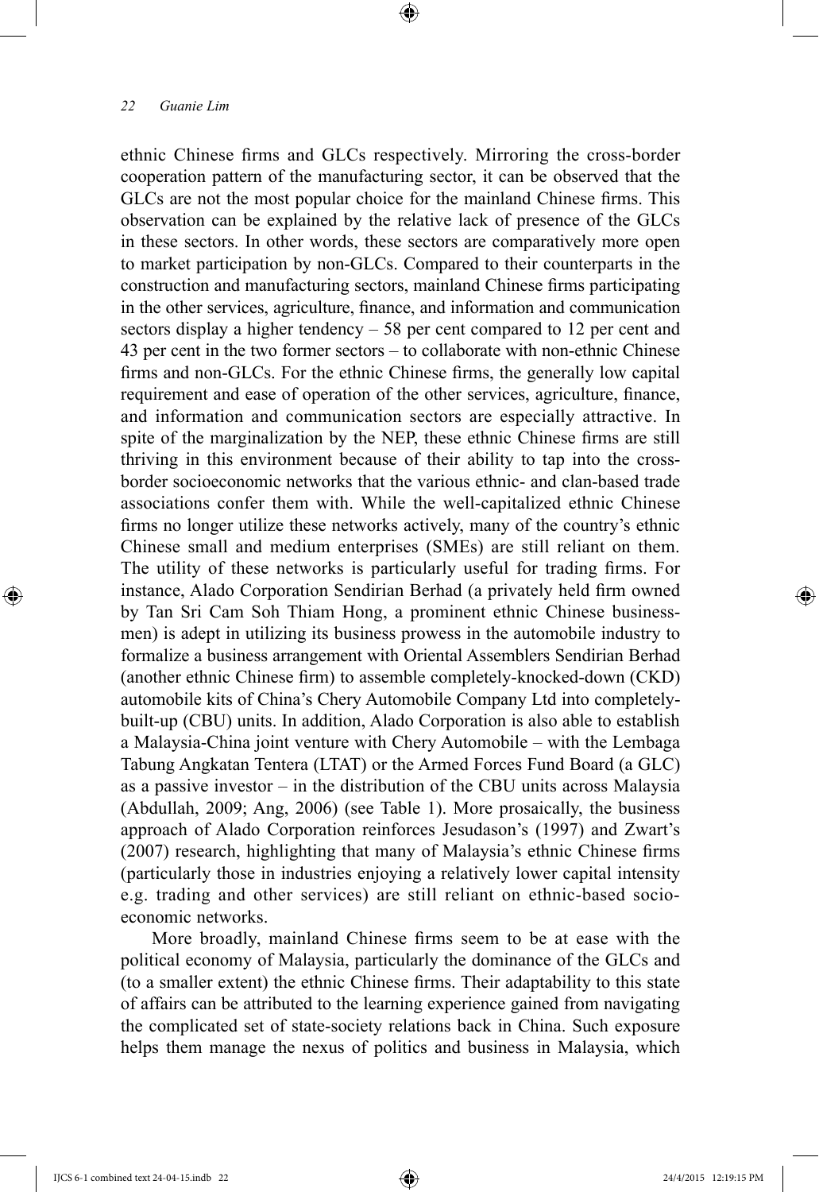ethnic Chinese firms and GLCs respectively. Mirroring the cross-border cooperation pattern of the manufacturing sector, it can be observed that the GLCs are not the most popular choice for the mainland Chinese firms. This observation can be explained by the relative lack of presence of the GLCs in these sectors. In other words, these sectors are comparatively more open to market participation by non-GLCs. Compared to their counterparts in the construction and manufacturing sectors, mainland Chinese firms participating in the other services, agriculture, finance, and information and communication sectors display a higher tendency – 58 per cent compared to 12 per cent and 43 per cent in the two former sectors – to collaborate with non-ethnic Chinese firms and non-GLCs. For the ethnic Chinese firms, the generally low capital requirement and ease of operation of the other services, agriculture, finance, and information and communication sectors are especially attractive. In spite of the marginalization by the NEP, these ethnic Chinese firms are still thriving in this environment because of their ability to tap into the cross-border socioeconomic networks that the various ethnic- and clan-based trade associations confer them with. While the well-capitalized ethnic Chinese firms no longer utilize these networks actively, many of the country's ethnic Chinese small and medium enterprises (SMEs) are still reliant on them. The utility of these networks is particularly useful for trading firms. For instance, Alado Corporation Sendirian Berhad (a privately held firm owned by Tan Sri Cam Soh Thiam Hong, a prominent ethnic Chinese businessmen) is adept in utilizing its business prowess in the automobile industry to formalize a business arrangement with Oriental Assemblers Sendirian Berhad (another ethnic Chinese firm) to assemble completely-knocked-down (CKD) automobile kits of China's Chery Automobile Company Ltd into completely-built-up (CBU) units. In addition, Alado Corporation is also able to establish a Malaysia-China joint venture with Chery Automobile – with the Lembaga Tabung Angkatan Tentera (LTAT) or the Armed Forces Fund Board (a GLC) as a passive investor – in the distribution of the CBU units across Malaysia (Abdullah, 2009; Ang, 2006) (see Table 1). More prosaically, the business approach of Alado Corporation reinforces Jesudason's (1997) and Zwart's (2007) research, highlighting that many of Malaysia's ethnic Chinese firms (particularly those in industries enjoying a relatively lower capital intensity e.g. trading and other services) are still reliant on ethnic-based socio-economic networks.

More broadly, mainland Chinese firms seem to be at ease with the political economy of Malaysia, particularly the dominance of the GLCs and (to a smaller extent) the ethnic Chinese firms. Their adaptability to this state of affairs can be attributed to the learning experience gained from navigating the complicated set of state-society relations back in China. Such exposure helps them manage the nexus of politics and business in Malaysia, which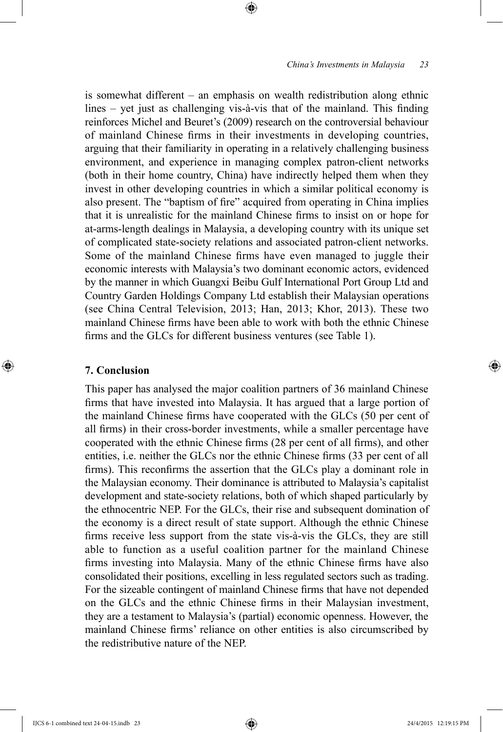is somewhat different – an emphasis on wealth redistribution along ethnic lines – yet just as challenging vis-à-vis that of the mainland. This finding reinforces Michel and Beuret's (2009) research on the controversial behaviour of mainland Chinese firms in their investments in developing countries, arguing that their familiarity in operating in a relatively challenging business environment, and experience in managing complex patron-client networks (both in their home country, China) have indirectly helped them when they invest in other developing countries in which a similar political economy is also present. The "baptism of fire" acquired from operating in China implies that it is unrealistic for the mainland Chinese firms to insist on or hope for at-arms-length dealings in Malaysia, a developing country with its unique set of complicated state-society relations and associated patron-client networks. Some of the mainland Chinese firms have even managed to juggle their economic interests with Malaysia's two dominant economic actors, evidenced by the manner in which Guangxi Beibu Gulf International Port Group Ltd and Country Garden Holdings Company Ltd establish their Malaysian operations (see China Central Television, 2013; Han, 2013; Khor, 2013). These two mainland Chinese firms have been able to work with both the ethnic Chinese firms and the GLCs for different business ventures (see Table 1).

## 7. Conclusion

This paper has analysed the major coalition partners of 36 mainland Chinese firms that have invested into Malaysia. It has argued that a large portion of the mainland Chinese firms have cooperated with the GLCs (50 per cent of all firms) in their cross-border investments, while a smaller percentage have cooperated with the ethnic Chinese firms (28 per cent of all firms), and other entities, i.e. neither the GLCs nor the ethnic Chinese firms (33 per cent of all firms). This reconfirms the assertion that the GLCs play a dominant role in the Malaysian economy. Their dominance is attributed to Malaysia's capitalist development and state-society relations, both of which shaped particularly by the ethnocentric NEP. For the GLCs, their rise and subsequent domination of the economy is a direct result of state support. Although the ethnic Chinese firms receive less support from the state vis-à-vis the GLCs, they are still able to function as a useful coalition partner for the mainland Chinese firms investing into Malaysia. Many of the ethnic Chinese firms have also consolidated their positions, excelling in less regulated sectors such as trading. For the sizeable contingent of mainland Chinese firms that have not depended on the GLCs and the ethnic Chinese firms in their Malaysian investment, they are a testament to Malaysia's (partial) economic openness. However, the mainland Chinese firms' reliance on other entities is also circumscribed by the redistributive nature of the NEP.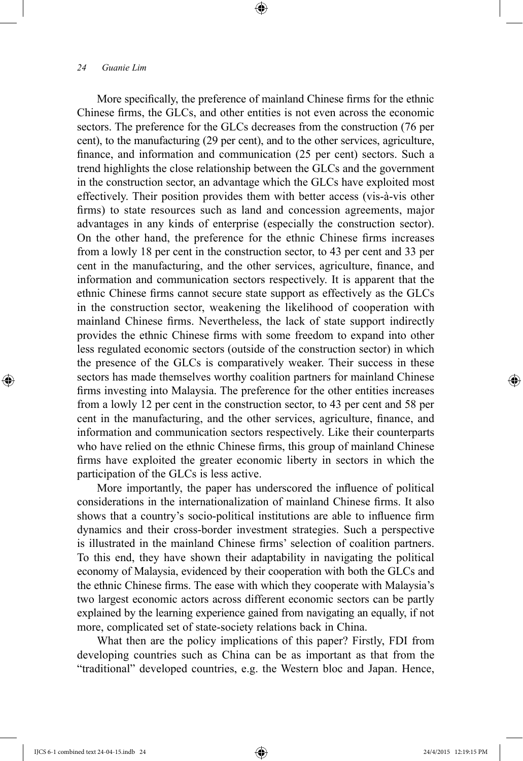More specifically, the preference of mainland Chinese firms for the ethnic Chinese firms, the GLCs, and other entities is not even across the economic sectors. The preference for the GLCs decreases from the construction (76 per cent), to the manufacturing (29 per cent), and to the other services, agriculture, finance, and information and communication (25 per cent) sectors. Such a trend highlights the close relationship between the GLCs and the government in the construction sector, an advantage which the GLCs have exploited most effectively. Their position provides them with better access (vis-à-vis other firms) to state resources such as land and concession agreements, major advantages in any kinds of enterprise (especially the construction sector). On the other hand, the preference for the ethnic Chinese firms increases from a lowly 18 per cent in the construction sector, to 43 per cent and 33 per cent in the manufacturing, and the other services, agriculture, finance, and information and communication sectors respectively. It is apparent that the ethnic Chinese firms cannot secure state support as effectively as the GLCs in the construction sector, weakening the likelihood of cooperation with mainland Chinese firms. Nevertheless, the lack of state support indirectly provides the ethnic Chinese firms with some freedom to expand into other less regulated economic sectors (outside of the construction sector) in which the presence of the GLCs is comparatively weaker. Their success in these sectors has made themselves worthy coalition partners for mainland Chinese firms investing into Malaysia. The preference for the other entities increases from a lowly 12 per cent in the construction sector, to 43 per cent and 58 per cent in the manufacturing, and the other services, agriculture, finance, and information and communication sectors respectively. Like their counterparts who have relied on the ethnic Chinese firms, this group of mainland Chinese firms have exploited the greater economic liberty in sectors in which the participation of the GLCs is less active.

More importantly, the paper has underscored the influence of political considerations in the internationalization of mainland Chinese firms. It also shows that a country's socio-political institutions are able to influence firm dynamics and their cross-border investment strategies. Such a perspective is illustrated in the mainland Chinese firms' selection of coalition partners. To this end, they have shown their adaptability in navigating the political economy of Malaysia, evidenced by their cooperation with both the GLCs and the ethnic Chinese firms. The ease with which they cooperate with Malaysia's two largest economic actors across different economic sectors can be partly explained by the learning experience gained from navigating an equally, if not more, complicated set of state-society relations back in China.

What then are the policy implications of this paper? Firstly, FDI from developing countries such as China can be as important as that from the "traditional" developed countries, e.g. the Western bloc and Japan. Hence,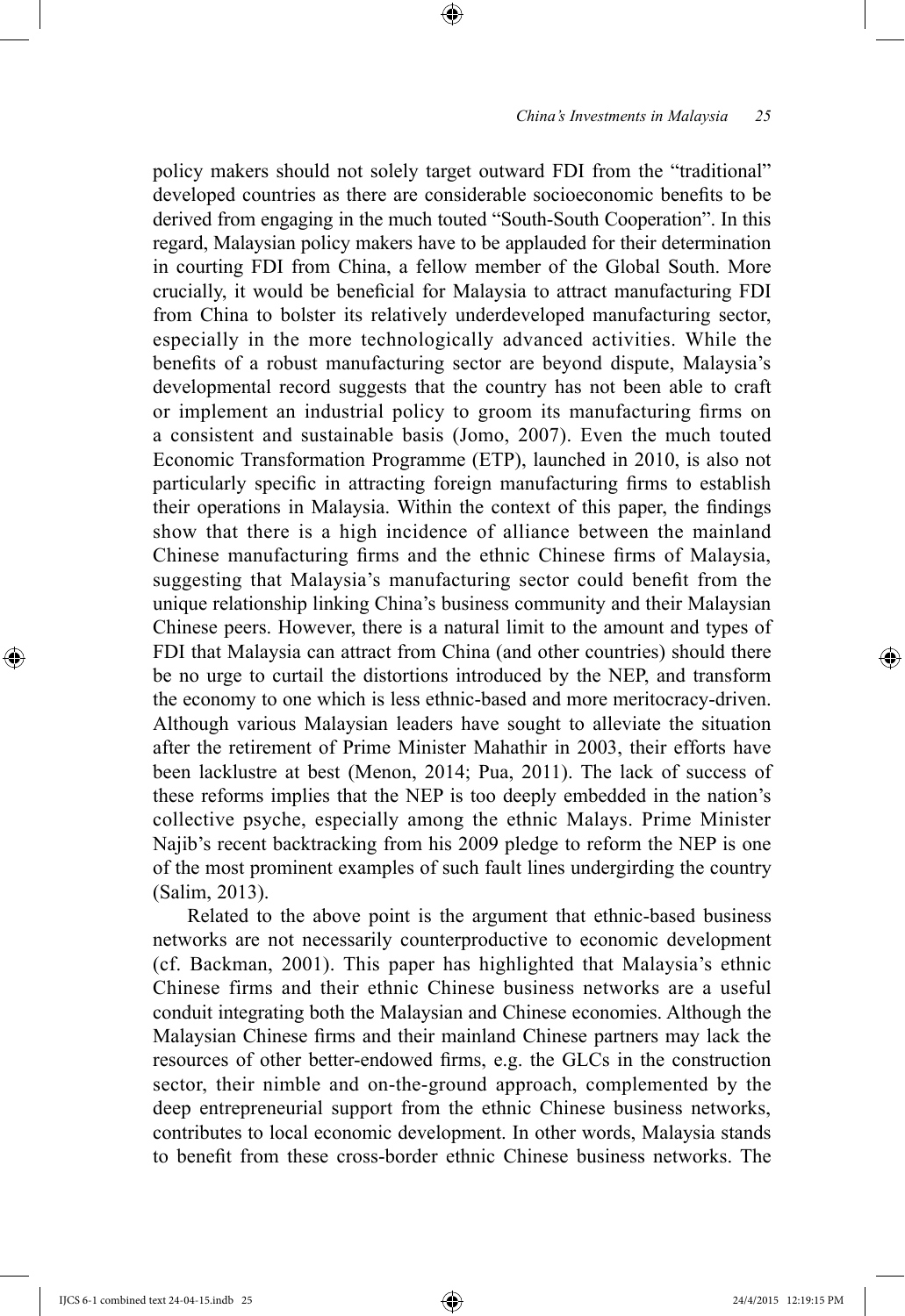policy makers should not solely target outward FDI from the "traditional" developed countries as there are considerable socioeconomic benefits to be derived from engaging in the much touted "South-South Cooperation". In this regard, Malaysian policy makers have to be applauded for their determination in courting FDI from China, a fellow member of the Global South. More crucially, it would be beneficial for Malaysia to attract manufacturing FDI from China to bolster its relatively underdeveloped manufacturing sector, especially in the more technologically advanced activities. While the benefits of a robust manufacturing sector are beyond dispute, Malaysia's developmental record suggests that the country has not been able to craft or implement an industrial policy to groom its manufacturing firms on a consistent and sustainable basis (Jomo, 2007). Even the much touted Economic Transformation Programme (ETP), launched in 2010, is also not particularly specific in attracting foreign manufacturing firms to establish their operations in Malaysia. Within the context of this paper, the findings show that there is a high incidence of alliance between the mainland Chinese manufacturing firms and the ethnic Chinese firms of Malaysia, suggesting that Malaysia's manufacturing sector could benefit from the unique relationship linking China's business community and their Malaysian Chinese peers. However, there is a natural limit to the amount and types of FDI that Malaysia can attract from China (and other countries) should there be no urge to curtail the distortions introduced by the NEP, and transform the economy to one which is less ethnic-based and more meritocracy-driven. Although various Malaysian leaders have sought to alleviate the situation after the retirement of Prime Minister Mahathir in 2003, their efforts have been lacklustre at best (Menon, 2014; Pua, 2011). The lack of success of these reforms implies that the NEP is too deeply embedded in the nation's collective psyche, especially among the ethnic Malays. Prime Minister Najib's recent backtracking from his 2009 pledge to reform the NEP is one of the most prominent examples of such fault lines undergirding the country (Salim, 2013).

Related to the above point is the argument that ethnic-based business networks are not necessarily counterproductive to economic development (cf. Backman, 2001). This paper has highlighted that Malaysia's ethnic Chinese firms and their ethnic Chinese business networks are a useful conduit integrating both the Malaysian and Chinese economies. Although the Malaysian Chinese firms and their mainland Chinese partners may lack the resources of other better-endowed firms, e.g. the GLCs in the construction sector, their nimble and on-the-ground approach, complemented by the deep entrepreneurial support from the ethnic Chinese business networks, contributes to local economic development. In other words, Malaysia stands to benefit from these cross-border ethnic Chinese business networks. The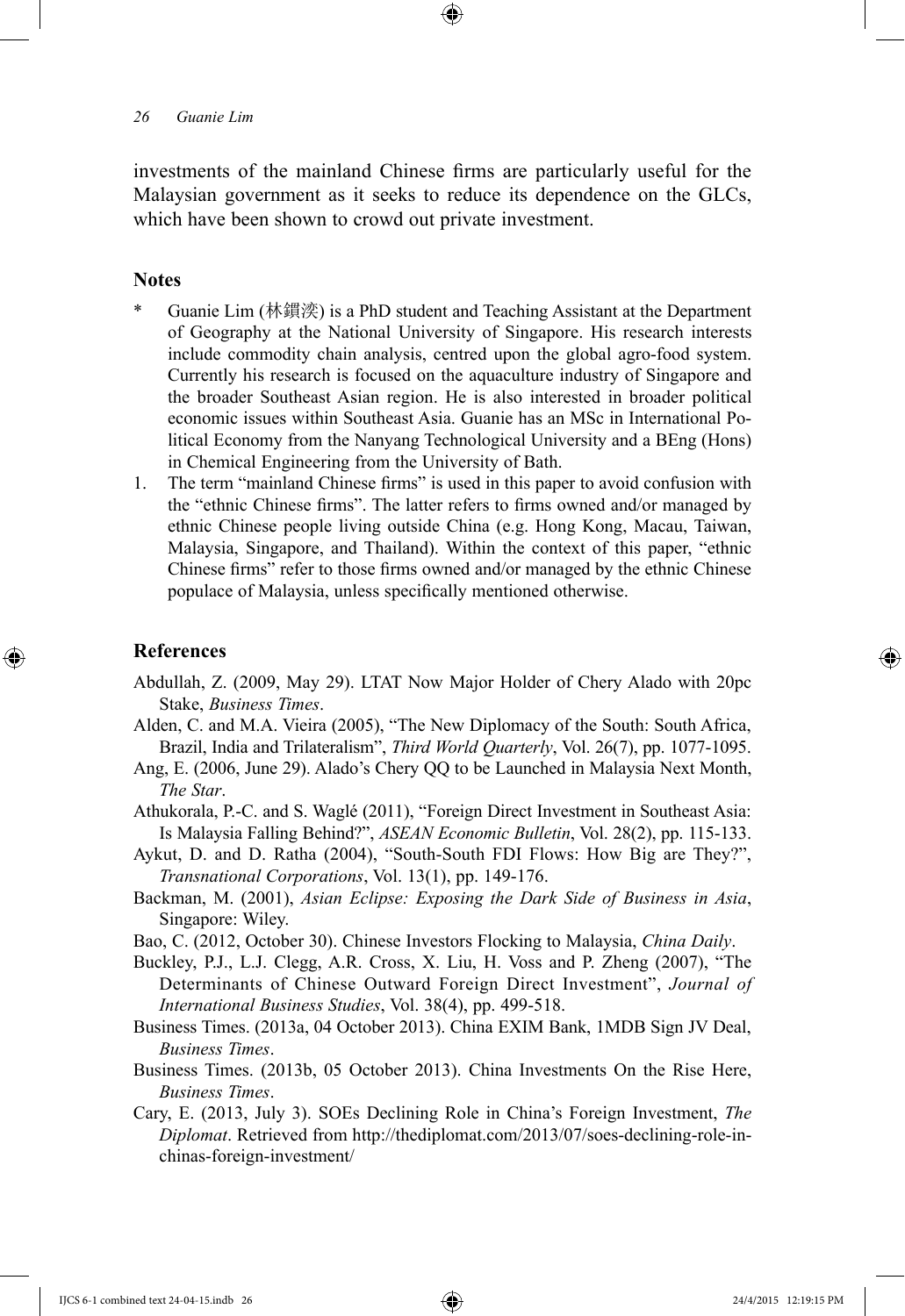investments of the mainland Chinese firms are particularly useful for the Malaysian government as it seeks to reduce its dependence on the GLCs, which have been shown to crowd out private investment.

## Notes

\* Guanie Lim (林鎧洣) is a PhD student and Teaching Assistant at the Department of Geography at the National University of Singapore. His research interests include commodity chain analysis, centred upon the global agro-food system. Currently his research is focused on the aquaculture industry of Singapore and the broader Southeast Asian region. He is also interested in broader political economic issues within Southeast Asia. Guanie has an MSc in International Political Economy from the Nanyang Technological University and a BEng (Hons) in Chemical Engineering from the University of Bath.

1. The term "mainland Chinese firms" is used in this paper to avoid confusion with the "ethnic Chinese firms". The latter refers to firms owned and/or managed by ethnic Chinese people living outside China (e.g. Hong Kong, Macau, Taiwan, Malaysia, Singapore, and Thailand). Within the context of this paper, "ethnic Chinese firms" refer to those firms owned and/or managed by the ethnic Chinese populace of Malaysia, unless specifically mentioned otherwise.

## References

Abdullah, Z. (2009, May 29). LTAT Now Major Holder of Chery Alado with 20pc Stake, *Business Times*.

Alden, C. and M.A. Vieira (2005), "The New Diplomacy of the South: South Africa, Brazil, India and Trilateralism", *Third World Quarterly*, Vol. 26(7), pp. 1077-1095.

Ang, E. (2006, June 29). Alado's Chery QQ to be Launched in Malaysia Next Month, *The Star*.

Athukorala, P.-C. and S. Waglé (2011), "Foreign Direct Investment in Southeast Asia: Is Malaysia Falling Behind?", *ASEAN Economic Bulletin*, Vol. 28(2), pp. 115-133.

Aykut, D. and D. Ratha (2004), "South-South FDI Flows: How Big are They?", *Transnational Corporations*, Vol. 13(1), pp. 149-176.

Backman, M. (2001), *Asian Eclipse: Exposing the Dark Side of Business in Asia*, Singapore: Wiley.

Bao, C. (2012, October 30). Chinese Investors Flocking to Malaysia, *China Daily*.

Buckley, P.J., L.J. Clegg, A.R. Cross, X. Liu, H. Voss and P. Zheng (2007), "The Determinants of Chinese Outward Foreign Direct Investment", *Journal of International Business Studies*, Vol. 38(4), pp. 499-518.

Business Times. (2013a, 04 October 2013). China EXIM Bank, 1MDB Sign JV Deal, *Business Times*.

Business Times. (2013b, 05 October 2013). China Investments On the Rise Here, *Business Times*.

Cary, E. (2013, July 3). SOEs Declining Role in China's Foreign Investment, *The Diplomat*. Retrieved from http://thediplomat.com/2013/07/soes-declining-role-in-chinas-foreign-investment/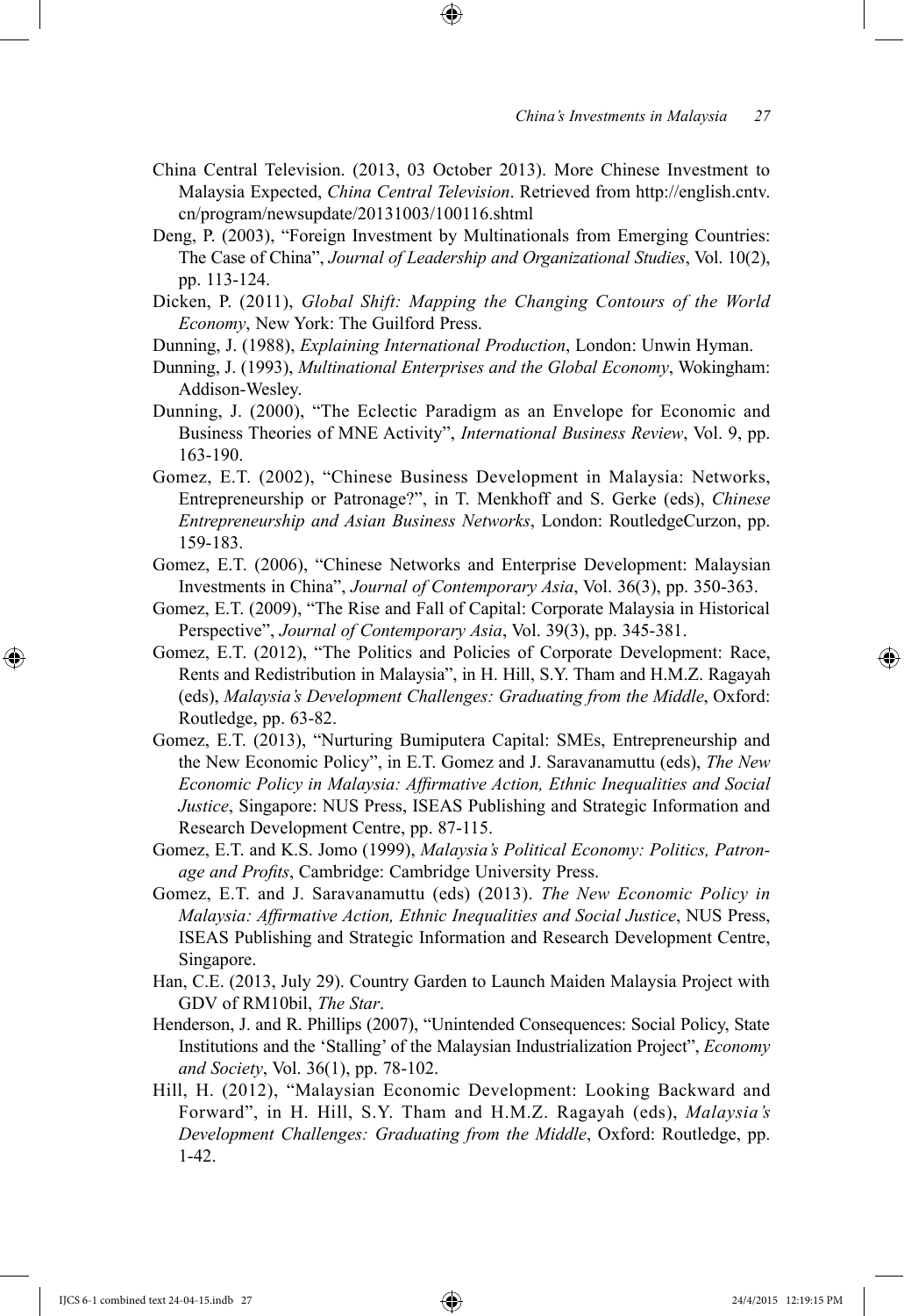China Central Television. (2013, 03 October 2013). More Chinese Investment to Malaysia Expected, *China Central Television*. Retrieved from http://english.cntv.cn/program/newsupdate/20131003/100116.shtml

Deng, P. (2003), "Foreign Investment by Multinationals from Emerging Countries: The Case of China", *Journal of Leadership and Organizational Studies*, Vol. 10(2), pp. 113-124.

Dicken, P. (2011), *Global Shift: Mapping the Changing Contours of the World Economy*, New York: The Guilford Press.

Dunning, J. (1988), *Explaining International Production*, London: Unwin Hyman.

Dunning, J. (1993), *Multinational Enterprises and the Global Economy*, Wokingham: Addison-Wesley.

Dunning, J. (2000), "The Eclectic Paradigm as an Envelope for Economic and Business Theories of MNE Activity", *International Business Review*, Vol. 9, pp. 163-190.

Gomez, E.T. (2002), "Chinese Business Development in Malaysia: Networks, Entrepreneurship or Patronage?", in T. Menkhoff and S. Gerke (eds), *Chinese Entrepreneurship and Asian Business Networks*, London: RoutledgeCurzon, pp. 159-183.

Gomez, E.T. (2006), "Chinese Networks and Enterprise Development: Malaysian Investments in China", *Journal of Contemporary Asia*, Vol. 36(3), pp. 350-363.

Gomez, E.T. (2009), "The Rise and Fall of Capital: Corporate Malaysia in Historical Perspective", *Journal of Contemporary Asia*, Vol. 39(3), pp. 345-381.

Gomez, E.T. (2012), "The Politics and Policies of Corporate Development: Race, Rents and Redistribution in Malaysia", in H. Hill, S.Y. Tham and H.M.Z. Ragayah (eds), *Malaysia's Development Challenges: Graduating from the Middle*, Oxford: Routledge, pp. 63-82.

Gomez, E.T. (2013), "Nurturing Bumiputera Capital: SMEs, Entrepreneurship and the New Economic Policy", in E.T. Gomez and J. Saravanamuttu (eds), *The New Economic Policy in Malaysia: Affirmative Action, Ethnic Inequalities and Social Justice*, Singapore: NUS Press, ISEAS Publishing and Strategic Information and Research Development Centre, pp. 87-115.

Gomez, E.T. and K.S. Jomo (1999), *Malaysia's Political Economy: Politics, Patronage and Profits*, Cambridge: Cambridge University Press.

Gomez, E.T. and J. Saravanamuttu (eds) (2013). *The New Economic Policy in Malaysia: Affirmative Action, Ethnic Inequalities and Social Justice*, NUS Press, ISEAS Publishing and Strategic Information and Research Development Centre, Singapore.

Han, C.E. (2013, July 29). Country Garden to Launch Maiden Malaysia Project with GDV of RM10bil, *The Star*.

Henderson, J. and R. Phillips (2007), "Unintended Consequences: Social Policy, State Institutions and the 'Stalling' of the Malaysian Industrialization Project", *Economy and Society*, Vol. 36(1), pp. 78-102.

Hill, H. (2012), "Malaysian Economic Development: Looking Backward and Forward", in H. Hill, S.Y. Tham and H.M.Z. Ragayah (eds), *Malaysia's Development Challenges: Graduating from the Middle*, Oxford: Routledge, pp. 1-42.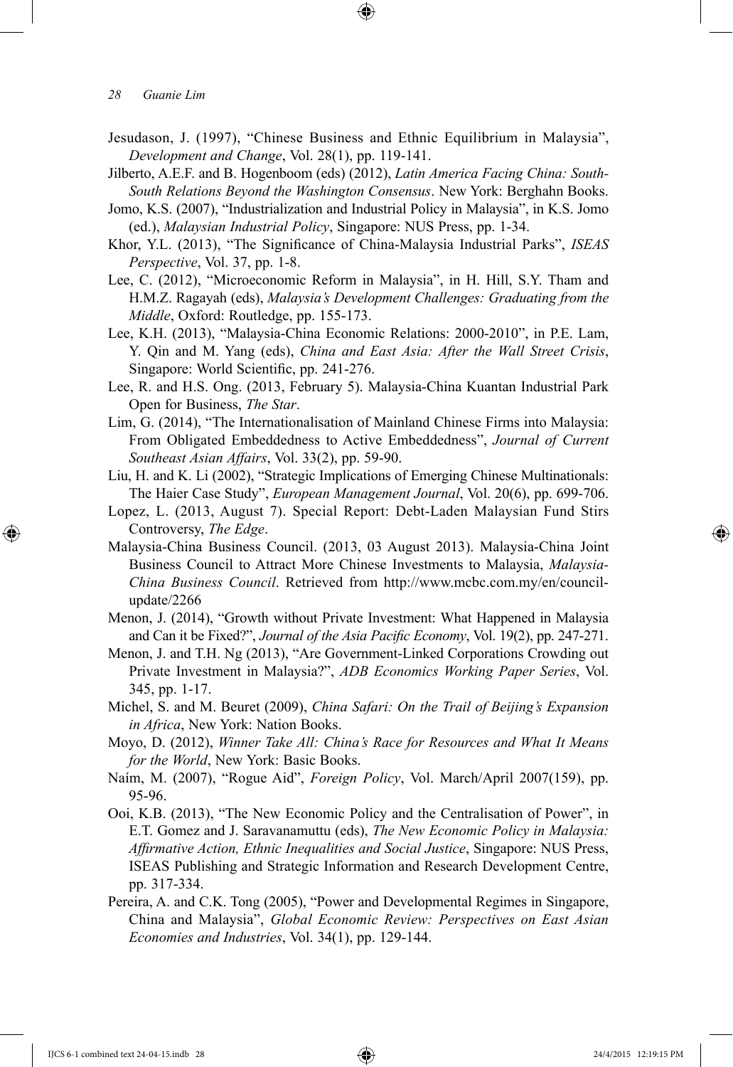Jesudason, J. (1997), "Chinese Business and Ethnic Equilibrium in Malaysia", *Development and Change*, Vol. 28(1), pp. 119-141.

Jilberto, A.E.F. and B. Hogenboom (eds) (2012), *Latin America Facing China: South-South Relations Beyond the Washington Consensus*. New York: Berghahn Books.

Jomo, K.S. (2007), "Industrialization and Industrial Policy in Malaysia", in K.S. Jomo (ed.), *Malaysian Industrial Policy*, Singapore: NUS Press, pp. 1-34.

Khor, Y.L. (2013), "The Significance of China-Malaysia Industrial Parks", *ISEAS Perspective*, Vol. 37, pp. 1-8.

Lee, C. (2012), "Microeconomic Reform in Malaysia", in H. Hill, S.Y. Tham and H.M.Z. Ragayah (eds), *Malaysia's Development Challenges: Graduating from the Middle*, Oxford: Routledge, pp. 155-173.

Lee, K.H. (2013), "Malaysia-China Economic Relations: 2000-2010", in P.E. Lam, Y. Qin and M. Yang (eds), *China and East Asia: After the Wall Street Crisis*, Singapore: World Scientific, pp. 241-276.

Lee, R. and H.S. Ong. (2013, February 5). Malaysia-China Kuantan Industrial Park Open for Business, *The Star*.

Lim, G. (2014), "The Internationalisation of Mainland Chinese Firms into Malaysia: From Obligated Embeddedness to Active Embeddedness", *Journal of Current Southeast Asian Affairs*, Vol. 33(2), pp. 59-90.

Liu, H. and K. Li (2002), "Strategic Implications of Emerging Chinese Multinationals: The Haier Case Study", *European Management Journal*, Vol. 20(6), pp. 699-706.

Lopez, L. (2013, August 7). Special Report: Debt-Laden Malaysian Fund Stirs Controversy, *The Edge*.

Malaysia-China Business Council. (2013, 03 August 2013). Malaysia-China Joint Business Council to Attract More Chinese Investments to Malaysia, *Malaysia-China Business Council*. Retrieved from http://www.mcbc.com.my/en/council-update/2266

Menon, J. (2014), "Growth without Private Investment: What Happened in Malaysia and Can it be Fixed?", *Journal of the Asia Pacific Economy*, Vol. 19(2), pp. 247-271.

Menon, J. and T.H. Ng (2013), "Are Government-Linked Corporations Crowding out Private Investment in Malaysia?", *ADB Economics Working Paper Series*, Vol. 345, pp. 1-17.

Michel, S. and M. Beuret (2009), *China Safari: On the Trail of Beijing's Expansion in Africa*, New York: Nation Books.

Moyo, D. (2012), *Winner Take All: China's Race for Resources and What It Means for the World*, New York: Basic Books.

Naím, M. (2007), "Rogue Aid", *Foreign Policy*, Vol. March/April 2007(159), pp. 95-96.

Ooi, K.B. (2013), "The New Economic Policy and the Centralisation of Power", in E.T. Gomez and J. Saravanamuttu (eds), *The New Economic Policy in Malaysia: Affirmative Action, Ethnic Inequalities and Social Justice*, Singapore: NUS Press, ISEAS Publishing and Strategic Information and Research Development Centre, pp. 317-334.

Pereira, A. and C.K. Tong (2005), "Power and Developmental Regimes in Singapore, China and Malaysia", *Global Economic Review: Perspectives on East Asian Economies and Industries*, Vol. 34(1), pp. 129-144.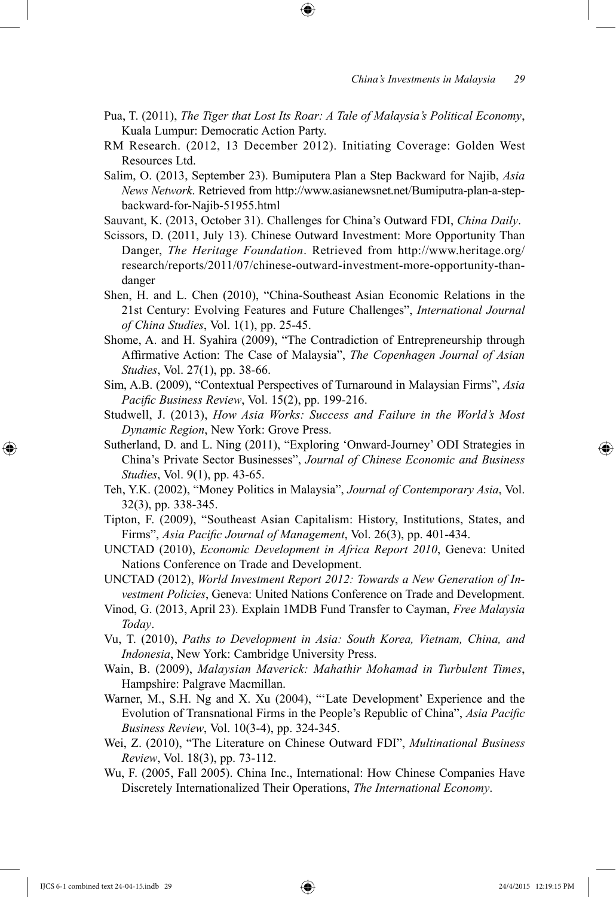Pua, T. (2011), *The Tiger that Lost Its Roar: A Tale of Malaysia's Political Economy*, Kuala Lumpur: Democratic Action Party.

RM Research. (2012, 13 December 2012). Initiating Coverage: Golden West Resources Ltd.

Salim, O. (2013, September 23). Bumiputera Plan a Step Backward for Najib, *Asia News Network*. Retrieved from http://www.asianewsnet.net/Bumiputra-plan-a-step-backward-for-Najib-51955.html

Sauvant, K. (2013, October 31). Challenges for China's Outward FDI, *China Daily*.

Scissors, D. (2011, July 13). Chinese Outward Investment: More Opportunity Than Danger, *The Heritage Foundation*. Retrieved from http://www.heritage.org/research/reports/2011/07/chinese-outward-investment-more-opportunity-than-danger

Shen, H. and L. Chen (2010), "China-Southeast Asian Economic Relations in the 21st Century: Evolving Features and Future Challenges", *International Journal of China Studies*, Vol. 1(1), pp. 25-45.

Shome, A. and H. Syahira (2009), "The Contradiction of Entrepreneurship through Affirmative Action: The Case of Malaysia", *The Copenhagen Journal of Asian Studies*, Vol. 27(1), pp. 38-66.

Sim, A.B. (2009), "Contextual Perspectives of Turnaround in Malaysian Firms", *Asia Pacific Business Review*, Vol. 15(2), pp. 199-216.

Studwell, J. (2013), *How Asia Works: Success and Failure in the World's Most Dynamic Region*, New York: Grove Press.

Sutherland, D. and L. Ning (2011), "Exploring 'Onward-Journey' ODI Strategies in China's Private Sector Businesses", *Journal of Chinese Economic and Business Studies*, Vol. 9(1), pp. 43-65.

Teh, Y.K. (2002), "Money Politics in Malaysia", *Journal of Contemporary Asia*, Vol. 32(3), pp. 338-345.

Tipton, F. (2009), "Southeast Asian Capitalism: History, Institutions, States, and Firms", *Asia Pacific Journal of Management*, Vol. 26(3), pp. 401-434.

UNCTAD (2010), *Economic Development in Africa Report 2010*, Geneva: United Nations Conference on Trade and Development.

UNCTAD (2012), *World Investment Report 2012: Towards a New Generation of Investment Policies*, Geneva: United Nations Conference on Trade and Development.

Vinod, G. (2013, April 23). Explain 1MDB Fund Transfer to Cayman, *Free Malaysia Today*.

Vu, T. (2010), *Paths to Development in Asia: South Korea, Vietnam, China, and Indonesia*, New York: Cambridge University Press.

Wain, B. (2009), *Malaysian Maverick: Mahathir Mohamad in Turbulent Times*, Hampshire: Palgrave Macmillan.

Warner, M., S.H. Ng and X. Xu (2004), "'Late Development' Experience and the Evolution of Transnational Firms in the People's Republic of China", *Asia Pacific Business Review*, Vol. 10(3-4), pp. 324-345.

Wei, Z. (2010), "The Literature on Chinese Outward FDI", *Multinational Business Review*, Vol. 18(3), pp. 73-112.

Wu, F. (2005, Fall 2005). China Inc., International: How Chinese Companies Have Discretely Internationalized Their Operations, *The International Economy*.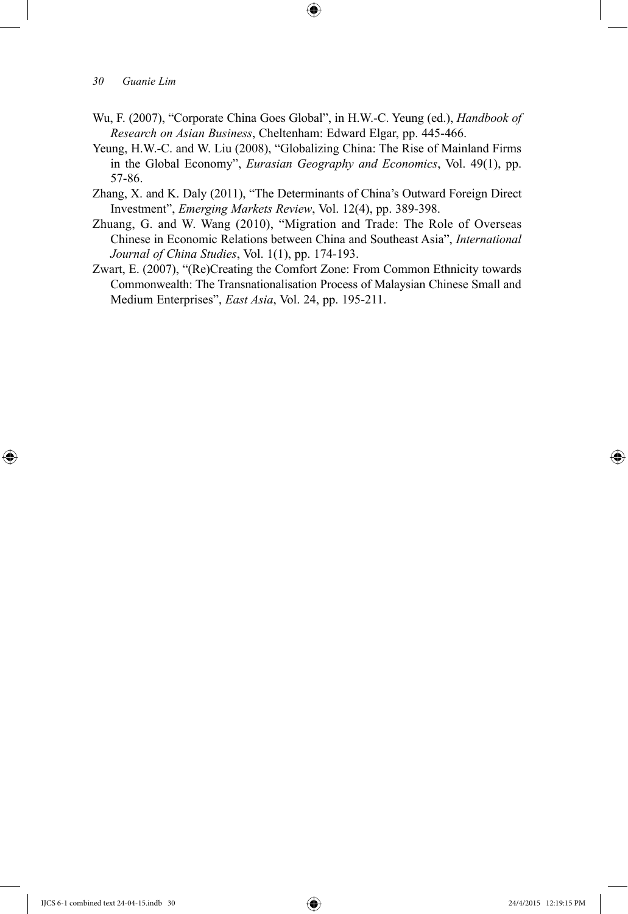Wu, F. (2007), "Corporate China Goes Global", in H.W.-C. Yeung (ed.), *Handbook of Research on Asian Business*, Cheltenham: Edward Elgar, pp. 445-466.

Yeung, H.W.-C. and W. Liu (2008), "Globalizing China: The Rise of Mainland Firms in the Global Economy", *Eurasian Geography and Economics*, Vol. 49(1), pp. 57-86.

Zhang, X. and K. Daly (2011), "The Determinants of China's Outward Foreign Direct Investment", *Emerging Markets Review*, Vol. 12(4), pp. 389-398.

Zhuang, G. and W. Wang (2010), "Migration and Trade: The Role of Overseas Chinese in Economic Relations between China and Southeast Asia", *International Journal of China Studies*, Vol. 1(1), pp. 174-193.

Zwart, E. (2007), "(Re)Creating the Comfort Zone: From Common Ethnicity towards Commonwealth: The Transnationalisation Process of Malaysian Chinese Small and Medium Enterprises", *East Asia*, Vol. 24, pp. 195-211.